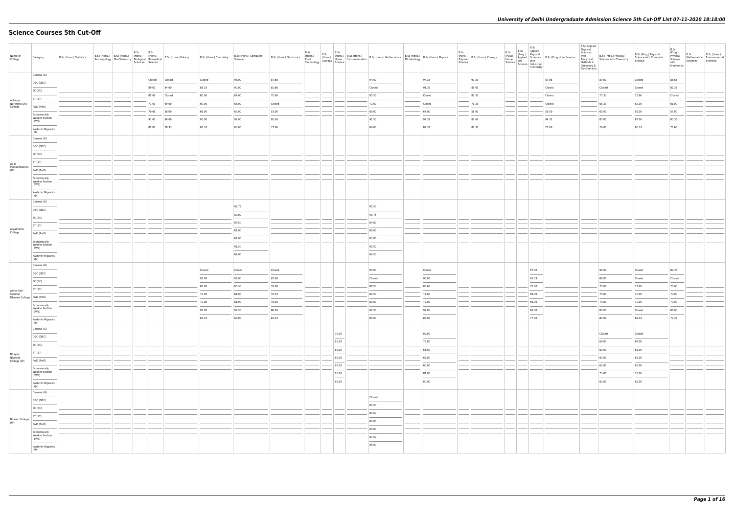# Science Courses 5th Cut-Off

| Name of College | Category | B.Sc (Hons.) Statistics | B.Sc (Hons.) Anthropology | B.Sc (Hons.) Bio-Chemistry | B.Sc (Hons.) Biological Sciences | B.Sc (Hons.) Biomedical Science | B.Sc (Hons.) Botany | B.Sc (Hons.) Chemistry | B.Sc (Hons.) Computer Science | B.Sc (Hons.) Electronics | B.Sc (Hons.) Food Technology | B.Sc (Hons.) Geology | B.Sc (Hons.) Home Science | B.Sc (Hons.) Instrumentation | B.Sc (Hons.) Mathematics | B.Sc (Hons.) Microbiology | B.Sc (Hons.) Physics | B.Sc (Hons.) Polymer Science | B.Sc (Hons.) Zoology | B.Sc (Pass) Home Science | B.Sc (Prog.) Applied Life Science | B.Sc Applied Physical Sciences with Industrial Chemistry | B.Sc (Prog.) Life Science | B.Sc Applied Physical Sciences with Analytical Methods in Chemistry & Biochemistry | B.Sc (Prog.) Physical Science with Chemistry | B.Sc (Prog.) Physical Science with Computer Science | B.Sc (Prog.) Physical Science with Electronics | B.Sc Mathematical Sciences | B.Sc (Hons.) Environmental Sciences |
|---|---|---|---|---|---|---|---|---|---|---|---|---|---|---|---|---|---|---|---|---|---|---|---|---|---|---|---|---|---|
| Acharya Narendra Dev College | General (G) | | | | | Closed | Closed | Closed | 93.00 | 87.66 | | | | | 94.00 | | 94.33 | | 90.33 | | | | 87.66 | | 89.00 | Closed | 86.66 | | |
| | OBC (OBC) | | | | | 89.00 | 84.00 | 88.33 | 90.00 | 81.66 | | | | | Closed | | 91.33 | | 85.00 | | | | Closed | | Closed | Closed | 82.33 | | |
| | SC (SC) | | | | | 85.66 | Closed | 80.00 | 84.00 | 75.66 | | | | | 85.50 | | Closed | | 80.33 | | | | Closed | | 73.33 | 73.66 | Closed | | |
| | ST (ST) | | | | | 71.00 | 69.00 | 69.00 | 66.00 | Closed | | | | | 72.00 | | Closed | | 71.33 | | | | Closed | | 66.33 | 62.00 | 61.00 | | |
| | PwD (PwD) | | | | | 70.66 | 58.00 | 68.00 | 69.00 | 53.00 | | | | | 69.00 | | 64.00 | | 58.00 | | | | 55.00 | | 61.00 | 58.00 | 57.00 | | |
| | Economically Weaker Section (EWS) | | | | | 91.00 | 86.00 | 90.00 | 92.00 | 85.00 | | | | | 91.50 | | 92.33 | | 87.66 | | | | 84.33 | | 87.00 | 87.00 | 85.33 | | |
| | Kashmiri Migrants (KM) | | | | | 85.00 | 78.33 | 83.33 | 83.00 | 77.66 | | | | | 84.00 | | 84.33 | | 80.33 | | | | 77.66 | | 79.00 | 80.33 | 76.66 | | |
| Aditi Mahavidyalaya (W) | General (G) | | | | | | | | | | | | | | | | | | | | | | | | | | | | |
| | OBC (OBC) | | | | | | | | | | | | | | | | | | | | | | | | | | | | |
| | SC (SC) | | | | | | | | | | | | | | | | | | | | | | | | | | | | |
| | ST (ST) | | | | | | | | | | | | | | | | | | | | | | | | | | | | |
| | PwD (PwD) | | | | | | | | | | | | | | | | | | | | | | | | | | | | |
| | Economically Weaker Section (EWS) | | | | | | | | | | | | | | | | | | | | | | | | | | | | |
| | Kashmiri Migrants (KM) | | | | | | | | | | | | | | | | | | | | | | | | | | | | |
| Aryabhatta College | General (G) | | | | | | | | 92.75 | | | | | | 93.50 | | | | | | | | | | | | | | |
| | OBC (OBC) | | | | | | | | 89.00 | | | | | | 90.75 | | | | | | | | | | | | | | |
| | SC (SC) | | | | | | | | 84.50 | | | | | | 84.00 | | | | | | | | | | | | | | |
| | ST (ST) | | | | | | | | 81.00 | | | | | | 80.00 | | | | | | | | | | | | | | |
| | PwD (PwD) | | | | | | | | 82.00 | | | | | | 83.00 | | | | | | | | | | | | | | |
| | Economically Weaker Section (EWS) | | | | | | | | 91.50 | | | | | | 90.50 | | | | | | | | | | | | | | |
| | Kashmiri Migrants (KM) | | | | | | | | 84.00 | | | | | | 84.50 | | | | | | | | | | | | | | |
| Atma Ram Sanatan Dharma College | General (G) | | | | | | | Closed | Closed | Closed | | | | | 95.00 | | Closed | | | | | 87.00 | | | 91.00 | Closed | 89.33 | | |
| | OBC (OBC) | | | | | | | 91.00 | 92.00 | 87.66 | | | | | Closed | | 93.00 | | | | | 85.33 | | | 88.00 | Closed | Closed | | |
| | SC (SC) | | | | | | | 83.00 | 85.50 | 79.00 | | | | | 88.50 | | 83.66 | | | | | 75.00 | | | 77.00 | 77.00 | 75.00 | | |
| | ST (ST) | | | | | | | 72.00 | 81.00 | 76.33 | | | | | 82.50 | | 77.00 | | | | | 69.00 | | | 70.00 | 70.00 | 70.00 | | |
| | PwD (PwD) | | | | | | | 72.00 | 81.00 | 76.00 | | | | | 80.00 | | 77.00 | | | | | 69.00 | | | 70.00 | 70.00 | 70.00 | | |
| | Economically Weaker Section (EWS) | | | | | | | 91.00 | 92.50 | 88.00 | | | | | 92.50 | | 92.00 | | | | | 86.00 | | | 87.00 | Closed | 86.00 | | |
| | Kashmiri Migrants (KM) | | | | | | | 84.33 | 84.00 | 81.33 | | | | | 85.00 | | 85.00 | | | | | 77.00 | | | 81.00 | 81.33 | 79.33 | | |
| Bhagini Nivedita College (W) | General (G) | | | | | | | | | | | | 70.00 | | | | 82.00 | | | | | | | | Closed | Closed | | | |
| | OBC (OBC) | | | | | | | | | | | | 61.00 | | | | 79.00 | | | | | | | | 68.00 | 69.00 | | | |
| | SC (SC) | | | | | | | | | | | | 60.00 | | | | 65.00 | | | | | | | | 61.00 | 61.00 | | | |
| | ST (ST) | | | | | | | | | | | | 60.00 | | | | 65.00 | | | | | | | | 61.00 | 61.00 | | | |
| | PwD (PwD) | | | | | | | | | | | | 60.00 | | | | 65.00 | | | | | | | | 61.00 | 61.00 | | | |
| | Economically Weaker Section (EWS) | | | | | | | | | | | | 65.00 | | | | 81.00 | | | | | | | | 73.00 | 73.00 | | | |
| | Kashmiri Migrants (KM) | | | | | | | | | | | | 65.00 | | | | 80.00 | | | | | | | | 61.00 | 61.00 | | | |
| Bharati College (W) | General (G) | | | | | | | | | | | | | | Closed | | | | | | | | | | | | | | |
| | OBC (OBC) | | | | | | | | | | | | | | 87.50 | | | | | | | | | | | | | | |
| | SC (SC) | | | | | | | | | | | | | | 83.50 | | | | | | | | | | | | | | |
| | ST (ST) | | | | | | | | | | | | | | 82.00 | | | | | | | | | | | | | | |
| | PwD (PwD) | | | | | | | | | | | | | | 83.00 | | | | | | | | | | | | | | |
| | Economically Weaker Section (EWS) | | | | | | | | | | | | | | 87.50 | | | | | | | | | | | | | | |
| | Kashmiri Migrants (KM) | | | | | | | | | | | | | | 85.00 | | | | | | | | | | | | | | |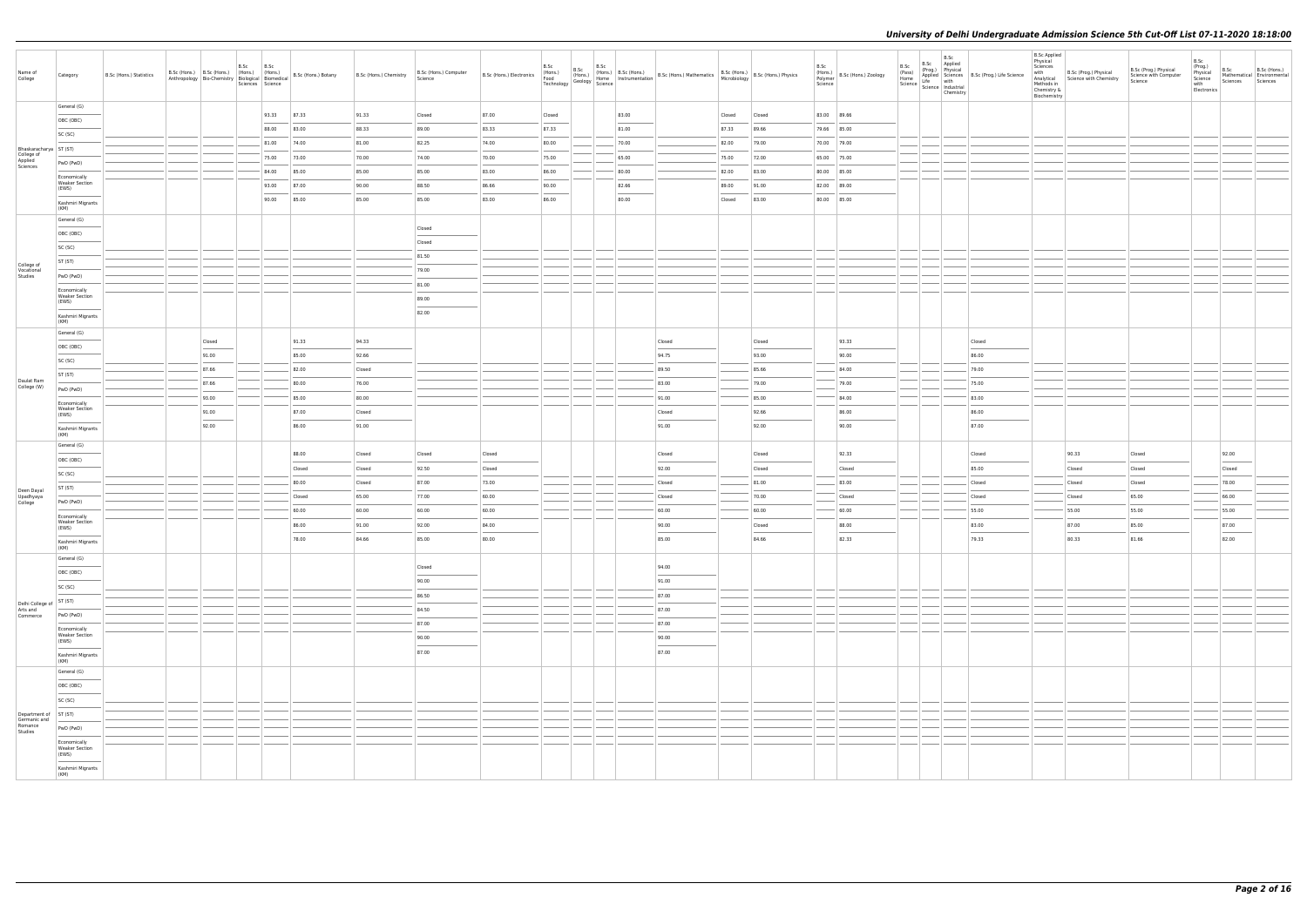# University of Delhi Undergraduate Admission Science 5th Cut-Off List 07-11-2020 18:18:00

| Name of College | Category | B.Sc (Hons.) Statistics | B.Sc (Hons.) Anthropology | B.Sc (Hons.) Bio-Chemistry | B.Sc (Hons.) Biological Sciences | B.Sc (Hons.) Biomedical Science | B.Sc (Hons.) Botany | B.Sc (Hons.) Chemistry | B.Sc (Hons.) Computer Science | B.Sc (Hons.) Electronics | B.Sc (Hons.) Food Technology | B.Sc (Hons.) Geology | B.Sc (Hons.) Home Science | B.Sc (Hons.) Instrumentation | B.Sc (Hons.) Mathematics | B.Sc (Hons.) Microbiology | B.Sc (Hons.) Physics | B.Sc (Hons.) Polymer Science | B.Sc (Hons.) Zoology | B.Sc (Pass) Home Science | B.Sc (Prog.) Applied Life Science | B.Sc Applied Physical Sciences with Industrial Chemistry | B.Sc (Prog.) Life Science | B.Sc Applied Physical Sciences with Analytical Methods in Chemistry & Biochemistry | B.Sc (Prog.) Physical Science with Chemistry | B.Sc (Prog.) Physical Science with Computer Science | B.Sc (Prog.) Physical Science with Electronics | B.Sc Mathematical Sciences | B.Sc (Hons.) Environmental Sciences |
|---|---|---|---|---|---|---|---|---|---|---|---|---|---|---|---|---|---|---|---|---|---|---|---|---|---|---|---|---|---|
| Bhaskaracharya College of Applied Sciences | General (G) | | | | | 93.33 | 87.33 | 91.33 | Closed | 87.00 | Closed | | | 83.00 | | Closed | Closed | 83.00 | 89.66 | | | | | | | | | | |
| | OBC (OBC) | | | | | 88.00 | 83.00 | 88.33 | 89.00 | 83.33 | 87.33 | | | 81.00 | | 87.33 | 89.66 | 79.66 | 85.00 | | | | | | | | | | |
| | SC (SC) | | | | | 81.00 | 74.00 | 81.00 | 82.25 | 74.00 | 80.00 | | | 70.00 | | 82.00 | 79.00 | 70.00 | 79.00 | | | | | | | | | | |
| | ST (ST) | | | | | 75.00 | 73.00 | 70.00 | 74.00 | 70.00 | 75.00 | | | 65.00 | | 75.00 | 72.00 | 65.00 | 75.00 | | | | | | | | | | |
| | PwD (PwD) | | | | | 84.00 | 85.00 | 85.00 | 85.00 | 83.00 | 86.00 | | | 80.00 | | 82.00 | 83.00 | 80.00 | 85.00 | | | | | | | | | | |
| | Economically Weaker Section (EWS) | | | | | 93.00 | 87.00 | 90.00 | 88.50 | 86.66 | 90.00 | | | 82.66 | | 89.00 | 91.00 | 82.00 | 89.00 | | | | | | | | | | |
| | Kashmiri Migrants (KM) | | | | | 90.00 | 85.00 | 85.00 | 85.00 | 83.00 | 86.00 | | | 80.00 | | Closed | 83.00 | 80.00 | 85.00 | | | | | | | | | | |
| College of Vocational Studies | General (G) | | | | | | | | Closed | | | | | | | | | | | | | | | | | | | | |
| | OBC (OBC) | | | | | | | | Closed | | | | | | | | | | | | | | | | | | | | |
| | SC (SC) | | | | | | | | 81.50 | | | | | | | | | | | | | | | | | | | | |
| | ST (ST) | | | | | | | | 79.00 | | | | | | | | | | | | | | | | | | | | |
| | PwD (PwD) | | | | | | | | 81.00 | | | | | | | | | | | | | | | | | | | | |
| | Economically Weaker Section (EWS) | | | | | | | | 89.00 | | | | | | | | | | | | | | | | | | | | |
| | Kashmiri Migrants (KM) | | | | | | | | 82.00 | | | | | | | | | | | | | | | | | | | | |
| Daulat Ram College (W) | General (G) | | | Closed | | | 91.33 | 94.33 | | | | | | | Closed | | Closed | | 93.33 | | | | Closed | | | | | | |
| | OBC (OBC) | | | 91.00 | | | 85.00 | 92.66 | | | | | | | 94.75 | | 93.00 | | 90.00 | | | | 86.00 | | | | | | |
| | SC (SC) | | | 87.66 | | | 82.00 | Closed | | | | | | | 89.50 | | 85.66 | | 84.00 | | | | 79.00 | | | | | | |
| | ST (ST) | | | 87.66 | | | 80.00 | 76.00 | | | | | | | 83.00 | | 79.00 | | 79.00 | | | | 75.00 | | | | | | |
| | PwD (PwD) | | | 93.00 | | | 85.00 | 80.00 | | | | | | | 91.00 | | 85.00 | | 84.00 | | | | 83.00 | | | | | | |
| | Economically Weaker Section (EWS) | | | 91.00 | | | 87.00 | Closed | | | | | | | Closed | | 92.66 | | 86.00 | | | | 86.00 | | | | | | |
| | Kashmiri Migrants (KM) | | | 92.00 | | | 86.00 | 91.00 | | | | | | | 91.00 | | 92.00 | | 90.00 | | | | 87.00 | | | | | | |
| Deen Dayal Upadhyaya College | General (G) | | | | | | 88.00 | Closed | Closed | Closed | | | | | Closed | | Closed | | 92.33 | | | | Closed | | 90.33 | Closed | | 92.00 | |
| | OBC (OBC) | | | | | | Closed | Closed | 92.50 | Closed | | | | | 92.00 | | Closed | | Closed | | | | 85.00 | | Closed | Closed | | Closed | |
| | SC (SC) | | | | | | 80.00 | Closed | 87.00 | 73.00 | | | | | Closed | | 81.00 | | 83.00 | | | | Closed | | Closed | Closed | | 78.00 | |
| | ST (ST) | | | | | | Closed | 65.00 | 77.00 | 60.00 | | | | | Closed | | 70.00 | | Closed | | | | Closed | | Closed | 65.00 | | 66.00 | |
| | PwD (PwD) | | | | | | 60.00 | 60.00 | 60.00 | 60.00 | | | | | 60.00 | | 60.00 | | 60.00 | | | | 55.00 | | 55.00 | 55.00 | | 55.00 | |
| | Economically Weaker Section (EWS) | | | | | | 86.00 | 91.00 | 92.00 | 84.00 | | | | | 90.00 | | Closed | | 88.00 | | | | 83.00 | | 87.00 | 85.00 | | 87.00 | |
| | Kashmiri Migrants (KM) | | | | | | 78.00 | 84.66 | 85.00 | 80.00 | | | | | 85.00 | | 84.66 | | 82.33 | | | | 79.33 | | 80.33 | 81.66 | | 82.00 | |
| Delhi College of Arts and Commerce | General (G) | | | | | | | | Closed | | | | | | 94.00 | | | | | | | | | | | | | | |
| | OBC (OBC) | | | | | | | | 90.00 | | | | | | 91.00 | | | | | | | | | | | | | | |
| | SC (SC) | | | | | | | | 86.50 | | | | | | 87.00 | | | | | | | | | | | | | | |
| | ST (ST) | | | | | | | | 84.50 | | | | | | 87.00 | | | | | | | | | | | | | | |
| | PwD (PwD) | | | | | | | | 87.00 | | | | | | 87.00 | | | | | | | | | | | | | | |
| | Economically Weaker Section (EWS) | | | | | | | | 90.00 | | | | | | 90.00 | | | | | | | | | | | | | | |
| | Kashmiri Migrants (KM) | | | | | | | | 87.00 | | | | | | 87.00 | | | | | | | | | | | | | | |
| Department of Germanic and Romance Studies | General (G) | | | | | | | | | | | | | | | | | | | | | | | | | | | | |
| | OBC (OBC) | | | | | | | | | | | | | | | | | | | | | | | | | | | | |
| | SC (SC) | | | | | | | | | | | | | | | | | | | | | | | | | | | | |
| | ST (ST) | | | | | | | | | | | | | | | | | | | | | | | | | | | | |
| | PwD (PwD) | | | | | | | | | | | | | | | | | | | | | | | | | | | | |
| | Economically Weaker Section (EWS) | | | | | | | | | | | | | | | | | | | | | | | | | | | | |
| | Kashmiri Migrants (KM) | | | | | | | | | | | | | | | | | | | | | | | | | | | | |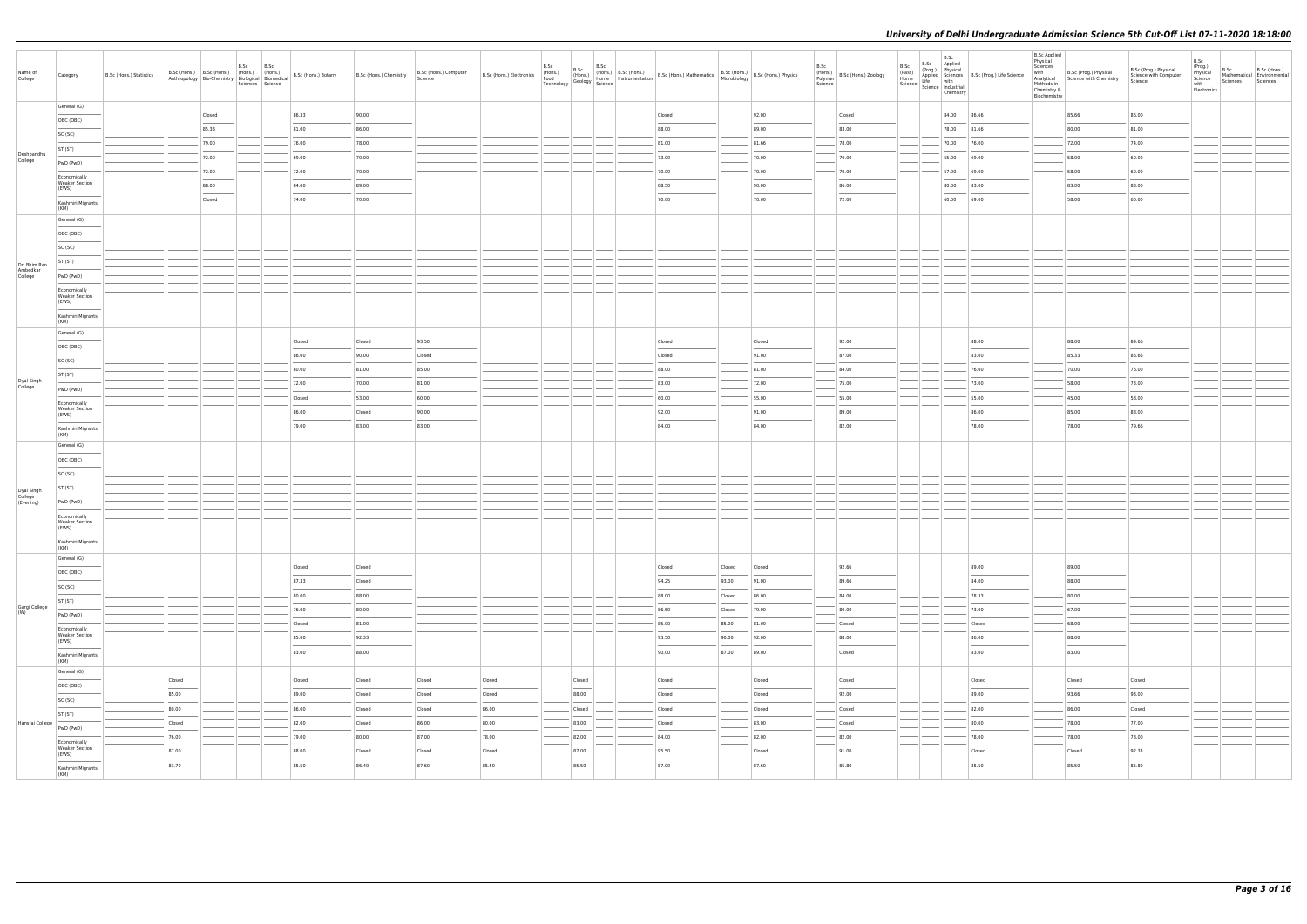# University of Delhi Undergraduate Admission Science 5th Cut-Off List 07-11-2020 18:18:00

| Name of College | Category | B.Sc (Hons.) Statistics | B.Sc (Hons.) Anthropology | B.Sc (Hons.) Bio-Chemistry | B.Sc (Hons.) Biological Sciences | B.Sc (Hons.) Biomedical Science | B.Sc (Hons.) Botany | B.Sc (Hons.) Chemistry | B.Sc (Hons.) Computer Science | B.Sc (Hons.) Electronics | B.Sc (Hons.) Food Technology | B.Sc (Hons.) Geology | B.Sc (Hons.) Home Science | B.Sc (Hons.) Instrumentation | B.Sc (Hons.) Mathematics | B.Sc (Hons.) Microbiology | B.Sc (Hons.) Physics | B.Sc (Hons.) Polymer Science | B.Sc (Hons.) Zoology | B.Sc (Pass) Home Science | B.Sc (Prog.) Applied Life Science | B.Sc Applied Physical Sciences with Industrial Chemistry | B.Sc (Prog.) Life Science | B.Sc Applied Physical Sciences with Analytical Methods in Chemistry & Biochemistry | B.Sc (Prog.) Physical Science with Chemistry | B.Sc (Prog.) Physical Science with Computer Science | B.Sc (Prog.) Physical Science with Electronics | B.Sc Mathematical Sciences | B.Sc (Hons.) Environmental Sciences |
|---|---|---|---|---|---|---|---|---|---|---|---|---|---|---|---|---|---|---|---|---|---|---|---|---|---|---|---|---|---|
| Deshbandhu College | General (G) | | | Closed | | | 86.33 | 90.00 | | | | | | | Closed | | 92.00 | | Closed | | | 84.00 | 86.66 | | 85.66 | 86.00 | | | |
| | OBC (OBC) | | | 85.33 | | | 81.00 | 86.00 | | | | | | | 88.00 | | 89.00 | | 83.00 | | | 78.00 | 81.66 | | 80.00 | 81.00 | | | |
| | SC (SC) | | | 79.00 | | | 76.00 | 78.00 | | | | | | | 81.00 | | 81.66 | | 78.00 | | | 70.00 | 76.00 | | 72.00 | 74.00 | | | |
| | ST (ST) | | | 72.00 | | | 69.00 | 70.00 | | | | | | | 73.00 | | 70.00 | | 70.00 | | | 55.00 | 69.00 | | 58.00 | 60.00 | | | |
| | PwD (PwD) | | | 72.00 | | | 72.00 | 70.00 | | | | | | | 70.00 | | 70.00 | | 70.00 | | | 57.00 | 69.00 | | 58.00 | 60.00 | | | |
| | Economically Weaker Section (EWS) | | | 88.00 | | | 84.00 | 89.00 | | | | | | | 88.50 | | 90.00 | | 86.00 | | | 80.00 | 83.00 | | 83.00 | 83.00 | | | |
| | Kashmiri Migrants (KM) | | | Closed | | | 74.00 | 70.00 | | | | | | | 70.00 | | 70.00 | | 72.00 | | | 60.00 | 69.00 | | 58.00 | 60.00 | | | |
| Dr. Bhim Rao Ambedkar College | General (G) | | | | | | | | | | | | | | | | | | | | | | | | | | | | |
| | OBC (OBC) | | | | | | | | | | | | | | | | | | | | | | | | | | | | |
| | SC (SC) | | | | | | | | | | | | | | | | | | | | | | | | | | | | |
| | ST (ST) | | | | | | | | | | | | | | | | | | | | | | | | | | | | |
| | PwD (PwD) | | | | | | | | | | | | | | | | | | | | | | | | | | | | |
| | Economically Weaker Section (EWS) | | | | | | | | | | | | | | | | | | | | | | | | | | | | |
| | Kashmiri Migrants (KM) | | | | | | | | | | | | | | | | | | | | | | | | | | | | |
| Dyal Singh College | General (G) | | | | | | Closed | Closed | 93.50 | | | | | | Closed | | Closed | | 92.00 | | | | 88.00 | | 88.00 | 89.66 | | | |
| | OBC (OBC) | | | | | | 86.00 | 90.00 | Closed | | | | | | Closed | | 91.00 | | 87.00 | | | | 83.00 | | 85.33 | 86.66 | | | |
| | SC (SC) | | | | | | 80.00 | 81.00 | 85.00 | | | | | | 88.00 | | 81.00 | | 84.00 | | | | 76.00 | | 70.00 | 76.00 | | | |
| | ST (ST) | | | | | | 72.00 | 70.00 | 81.00 | | | | | | 83.00 | | 72.00 | | 75.00 | | | | 73.00 | | 58.00 | 73.00 | | | |
| | PwD (PwD) | | | | | | Closed | 53.00 | 60.00 | | | | | | 60.00 | | 55.00 | | 55.00 | | | | 55.00 | | 45.00 | 58.00 | | | |
| | Economically Weaker Section (EWS) | | | | | | 86.00 | Closed | 90.00 | | | | | | 92.00 | | 91.00 | | 89.00 | | | | 86.00 | | 85.00 | 88.00 | | | |
| | Kashmiri Migrants (KM) | | | | | | 79.00 | 83.00 | 83.00 | | | | | | 84.00 | | 84.00 | | 82.00 | | | | 78.00 | | 78.00 | 79.66 | | | |
| Dyal Singh College (Evening) | General (G) | | | | | | | | | | | | | | | | | | | | | | | | | | | | |
| | OBC (OBC) | | | | | | | | | | | | | | | | | | | | | | | | | | | | |
| | SC (SC) | | | | | | | | | | | | | | | | | | | | | | | | | | | | |
| | ST (ST) | | | | | | | | | | | | | | | | | | | | | | | | | | | | |
| | PwD (PwD) | | | | | | | | | | | | | | | | | | | | | | | | | | | | |
| | Economically Weaker Section (EWS) | | | | | | | | | | | | | | | | | | | | | | | | | | | | |
| | Kashmiri Migrants (KM) | | | | | | | | | | | | | | | | | | | | | | | | | | | | |
| Gargi College (W) | General (G) | | | | | | Closed | Closed | | | | | | | Closed | Closed | Closed | | 92.66 | | | | 89.00 | | 89.00 | | | | |
| | OBC (OBC) | | | | | | 87.33 | Closed | | | | | | | 94.25 | 93.00 | 91.00 | | 89.66 | | | | 84.00 | | 88.00 | | | | |
| | SC (SC) | | | | | | 80.00 | 88.00 | | | | | | | 88.00 | Closed | 86.00 | | 84.00 | | | | 78.33 | | 80.00 | | | | |
| | ST (ST) | | | | | | 76.00 | 80.00 | | | | | | | 86.50 | Closed | 79.00 | | 80.00 | | | | 73.00 | | 67.00 | | | | |
| | PwD (PwD) | | | | | | Closed | 81.00 | | | | | | | 85.00 | 85.00 | 81.00 | | Closed | | | | Closed | | 68.00 | | | | |
| | Economically Weaker Section (EWS) | | | | | | 85.00 | 92.33 | | | | | | | 93.50 | 90.00 | 92.00 | | 88.00 | | | | 86.00 | | 88.00 | | | | |
| | Kashmiri Migrants (KM) | | | | | | 83.00 | 88.00 | | | | | | | 90.00 | 87.00 | 89.00 | | Closed | | | | 83.00 | | 83.00 | | | | |
| Hansraj College | General (G) | | Closed | | | | Closed | Closed | Closed | Closed | | Closed | | | Closed | | Closed | | Closed | | | | Closed | | Closed | Closed | | | |
| | OBC (OBC) | | 85.00 | | | | 89.00 | Closed | Closed | Closed | | 88.00 | | | Closed | | Closed | | 92.00 | | | | 89.00 | | 93.66 | 93.00 | | | |
| | SC (SC) | | 80.00 | | | | 86.00 | Closed | Closed | 86.00 | | Closed | | | Closed | | Closed | | Closed | | | | 82.00 | | 86.00 | Closed | | | |
| | ST (ST) | | Closed | | | | 82.00 | Closed | 86.00 | 80.00 | | 83.00 | | | Closed | | 83.00 | | Closed | | | | 80.00 | | 78.00 | 77.00 | | | |
| | PwD (PwD) | | 76.00 | | | | 79.00 | 80.00 | 87.00 | 78.00 | | 82.00 | | | 84.00 | | 82.00 | | 82.00 | | | | 78.00 | | 78.00 | 78.00 | | | |
| | Economically Weaker Section (EWS) | | 87.00 | | | | 88.00 | Closed | Closed | Closed | | 87.00 | | | 95.50 | | Closed | | 91.00 | | | | Closed | | Closed | 92.33 | | | |
| | Kashmiri Migrants (KM) | | 83.70 | | | | 85.50 | 86.40 | 87.60 | 85.50 | | 85.50 | | | 87.00 | | 87.60 | | 85.80 | | | | 85.50 | | 85.50 | 85.80 | | | |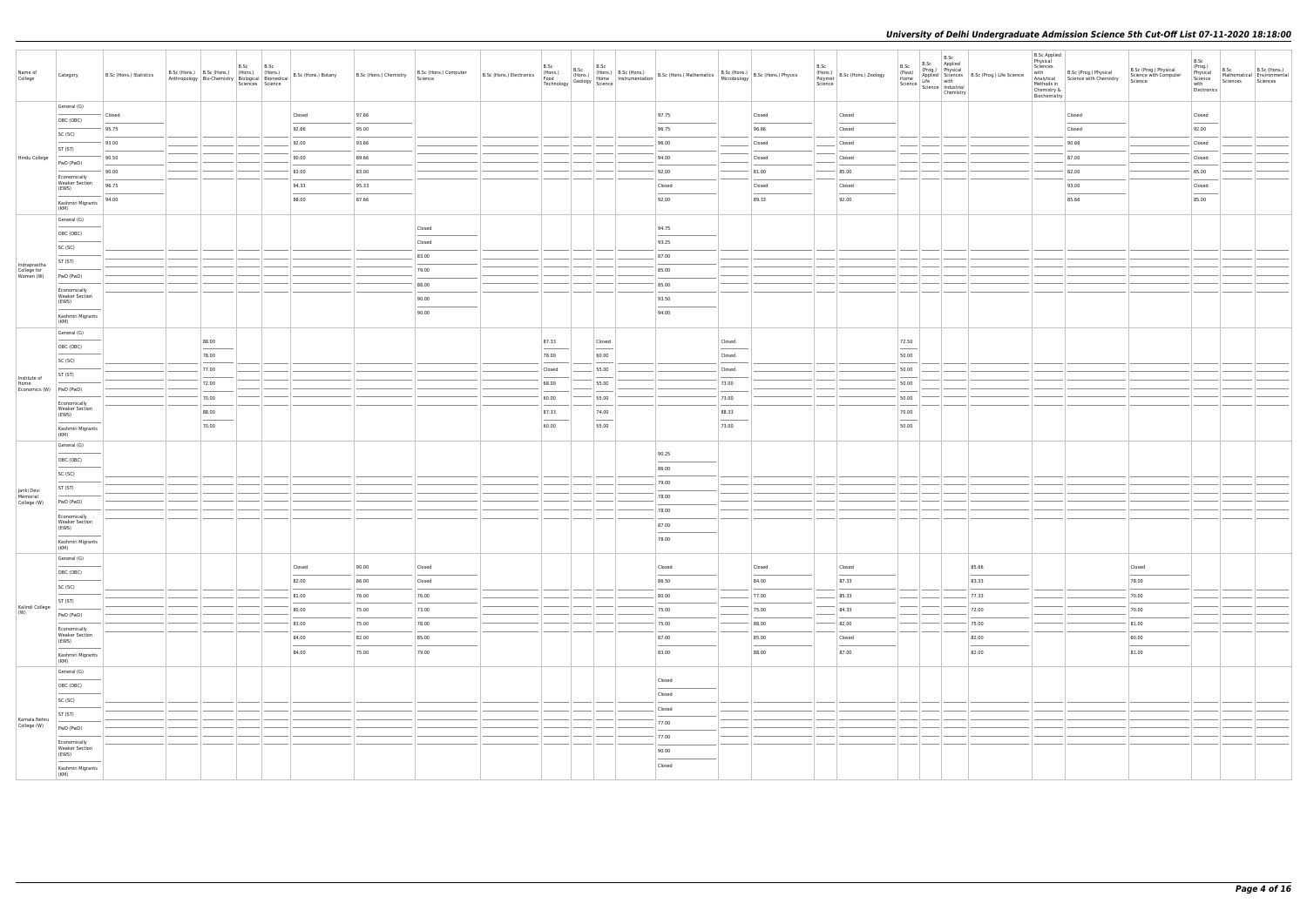## University of Delhi Undergraduate Admission Science 5th Cut-Off List 07-11-2020 18:18:00

| Name of College | Category | B.Sc (Hons.) Statistics | B.Sc (Hons.) Anthropology | B.Sc (Hons.) Bio-Chemistry | B.Sc (Hons.) Biological Sciences | B.Sc (Hons.) Biomedical Science | B.Sc (Hons.) Botany | B.Sc (Hons.) Chemistry | B.Sc (Hons.) Computer Science | B.Sc (Hons.) Electronics | B.Sc (Hons.) Food Technology | B.Sc (Hons.) Geology | B.Sc (Hons.) Home Science | B.Sc (Hons.) Instrumentation | B.Sc (Hons.) Mathematics | B.Sc (Hons.) Microbiology | B.Sc (Hons.) Physics | B.Sc (Hons.) Polymer Science | B.Sc (Hons.) Zoology | B.Sc (Pass) Home Science | B.Sc (Prog.) Applied Life Science | B.Sc Applied Physical Sciences with Industrial Chemistry | B.Sc (Prog.) Life Science | B.Sc Applied Physical Sciences with Analytical Methods in Chemistry & Biochemistry | B.Sc (Prog.) Physical Science with Chemistry | B.Sc (Prog.) Physical Science with Computer Science | B.Sc (Prog.) Physical Science with Electronics | B.Sc Mathematical Sciences | B.Sc (Hons.) Environmental Sciences |
|---|---|---|---|---|---|---|---|---|---|---|---|---|---|---|---|---|---|---|---|---|---|---|---|---|---|---|---|---|---|
| Hindu College | General (G) | Closed | | | | | Closed | 97.66 | | | | | | | 97.75 | | Closed | | Closed | | | | | | Closed | | Closed | | |
| | OBC (OBC) | 95.75 | | | | | 92.66 | 95.00 | | | | | | | 96.75 | | 96.66 | | Closed | | | | | | Closed | | 92.00 | | |
| | SC (SC) | 93.00 | | | | | 92.00 | 93.66 | | | | | | | 96.00 | | Closed | | Closed | | | | | | 90.66 | | Closed | | |
| | ST (ST) | 90.50 | | | | | 90.00 | 89.66 | | | | | | | 94.00 | | Closed | | Closed | | | | | | 87.00 | | Closed | | |
| | PwD (PwD) | 90.00 | | | | | 83.00 | 83.00 | | | | | | | 92.00 | | 81.00 | | 85.00 | | | | | | 82.00 | | 65.00 | | |
| | Economically Weaker Section (EWS) | 96.75 | | | | | 94.33 | 95.33 | | | | | | | Closed | | Closed | | Closed | | | | | | 93.00 | | Closed | | |
| | Kashmiri Migrants (KM) | 94.00 | | | | | 88.00 | 87.66 | | | | | | | 92.00 | | 89.33 | | 92.00 | | | | | | 85.66 | | 85.00 | | |
| Indraprastha College for Women (W) | General (G) | | | | | | | | Closed | | | | | | 94.75 | | | | | | | | | | | | | | |
| | OBC (OBC) | | | | | | | | Closed | | | | | | 93.25 | | | | | | | | | | | | | | |
| | SC (SC) | | | | | | | | 83.00 | | | | | | 87.00 | | | | | | | | | | | | | | |
| | ST (ST) | | | | | | | | 79.00 | | | | | | 85.00 | | | | | | | | | | | | | | |
| | PwD (PwD) | | | | | | | | 88.00 | | | | | | 85.00 | | | | | | | | | | | | | | |
| | Economically Weaker Section (EWS) | | | | | | | | 90.00 | | | | | | 93.50 | | | | | | | | | | | | | | |
| | Kashmiri Migrants (KM) | | | | | | | | 90.00 | | | | | | 94.00 | | | | | | | | | | | | | | |
| Institute of Home Economics (W) | General (G) | | | 88.00 | | | | | | | 87.33 | | Closed | | | Closed | | | | 72.50 | | | | | | | | | |
| | OBC (OBC) | | | 78.00 | | | | | | | 78.00 | | 60.00 | | | Closed | | | | 50.00 | | | | | | | | | |
| | SC (SC) | | | 77.00 | | | | | | | Closed | | 55.00 | | | Closed | | | | 50.00 | | | | | | | | | |
| | ST (ST) | | | 72.00 | | | | | | | 68.00 | | 55.00 | | | 73.00 | | | | 50.00 | | | | | | | | | |
| | PwD (PwD) | | | 70.00 | | | | | | | 60.00 | | 55.00 | | | 73.00 | | | | 50.00 | | | | | | | | | |
| | Economically Weaker Section (EWS) | | | 86.00 | | | | | | | 87.33 | | 74.00 | | | 88.33 | | | | 70.00 | | | | | | | | | |
| | Kashmiri Migrants (KM) | | | 70.00 | | | | | | | 60.00 | | 55.00 | | | 73.00 | | | | 50.00 | | | | | | | | | |
| Janki Devi Memorial College (W) | General (G) | | | | | | | | | | | | | | 90.25 | | | | | | | | | | | | | | |
| | OBC (OBC) | | | | | | | | | | | | | | 86.00 | | | | | | | | | | | | | | |
| | SC (SC) | | | | | | | | | | | | | | 79.00 | | | | | | | | | | | | | | |
| | ST (ST) | | | | | | | | | | | | | | 78.00 | | | | | | | | | | | | | | |
| | PwD (PwD) | | | | | | | | | | | | | | 78.00 | | | | | | | | | | | | | | |
| | Economically Weaker Section (EWS) | | | | | | | | | | | | | | 87.00 | | | | | | | | | | | | | | |
| | Kashmiri Migrants (KM) | | | | | | | | | | | | | | 78.00 | | | | | | | | | | | | | | |
| Kalindi College (W) | General (G) | | | | | | Closed | 90.00 | Closed | | | | | | Closed | | Closed | | Closed | | | | 85.66 | | | Closed | | | |
| | OBC (OBC) | | | | | | 82.00 | 86.00 | Closed | | | | | | 86.50 | | 84.00 | | 87.33 | | | | 83.33 | | | 78.00 | | | |
| | SC (SC) | | | | | | 81.00 | 76.00 | 76.00 | | | | | | 80.00 | | 77.00 | | 85.33 | | | | 77.33 | | | 70.00 | | | |
| | ST (ST) | | | | | | 80.00 | 75.00 | 73.00 | | | | | | 75.00 | | 75.00 | | 84.33 | | | | 72.00 | | | 70.00 | | | |
| | PwD (PwD) | | | | | | 83.00 | 75.00 | 78.00 | | | | | | 75.00 | | 88.00 | | 82.00 | | | | 75.00 | | | 81.00 | | | |
| | Economically Weaker Section (EWS) | | | | | | 84.00 | 82.00 | 85.00 | | | | | | 87.00 | | 85.00 | | Closed | | | | 82.00 | | | 80.00 | | | |
| | Kashmiri Migrants (KM) | | | | | | 84.00 | 75.00 | 79.00 | | | | | | 83.00 | | 88.00 | | 87.00 | | | | 82.00 | | | 81.00 | | | |
| Kamala Nehru College (W) | General (G) | | | | | | | | | | | | | | Closed | | | | | | | | | | | | | | |
| | OBC (OBC) | | | | | | | | | | | | | | Closed | | | | | | | | | | | | | | |
| | SC (SC) | | | | | | | | | | | | | | Closed | | | | | | | | | | | | | | |
| | ST (ST) | | | | | | | | | | | | | | 77.00 | | | | | | | | | | | | | | |
| | PwD (PwD) | | | | | | | | | | | | | | 77.00 | | | | | | | | | | | | | | |
| | Economically Weaker Section (EWS) | | | | | | | | | | | | | | 90.00 | | | | | | | | | | | | | | |
| | Kashmiri Migrants (KM) | | | | | | | | | | | | | | Closed | | | | | | | | | | | | | | |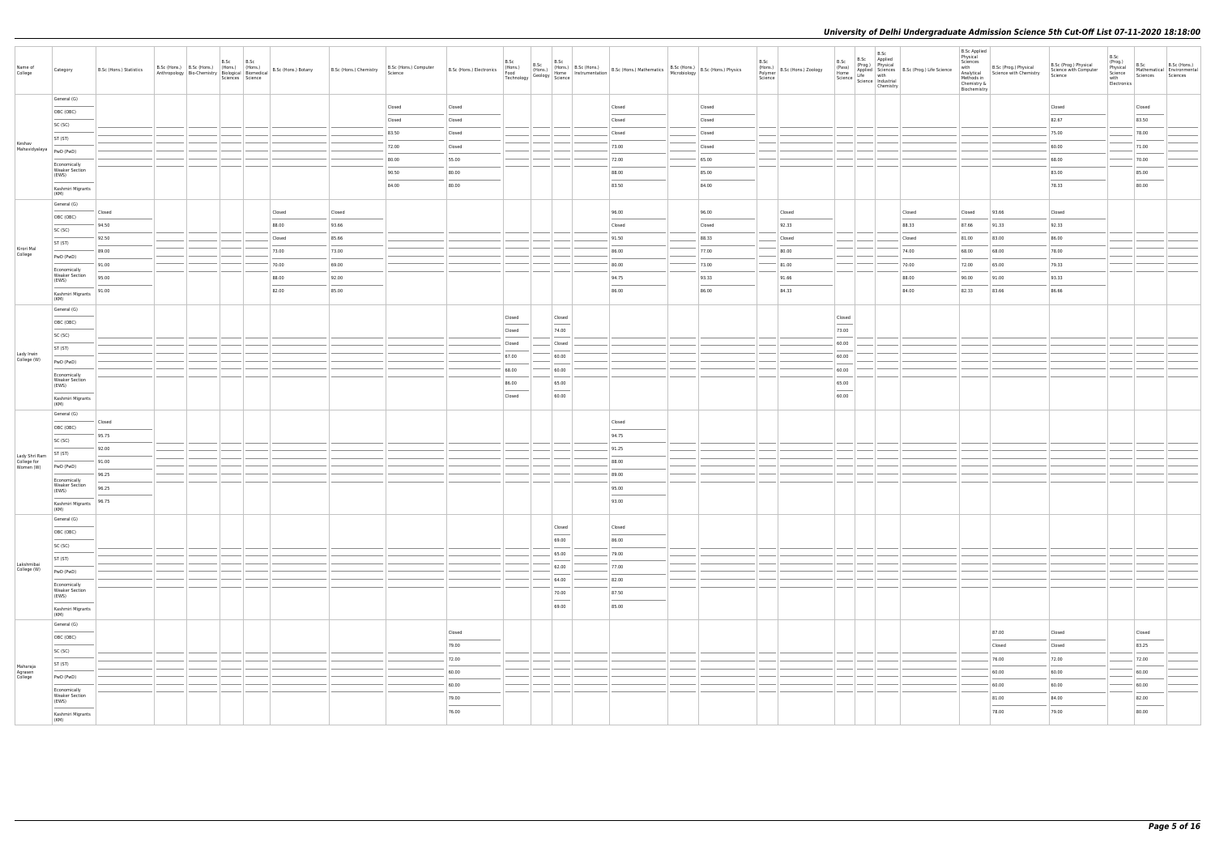| Name of College | Category | B.Sc (Hons.) Statistics | B.Sc (Hons.) Anthropology | B.Sc (Hons.) Bio-Chemistry | B.Sc (Hons.) Biological Sciences | B.Sc (Hons.) Biomedical Science | B.Sc (Hons.) Botany | B.Sc (Hons.) Chemistry | B.Sc (Hons.) Computer Science | B.Sc (Hons.) Electronics | B.Sc (Hons.) Food Technology | B.Sc (Hons.) Geology | B.Sc (Hons.) Home Science | B.Sc (Hons.) Instrumentation | B.Sc (Hons.) Mathematics | B.Sc (Hons.) Microbiology | B.Sc (Hons.) Physics | B.Sc (Hons.) Polymer Science | B.Sc (Hons.) Zoology | B.Sc (Pass) Home Science | B.Sc (Prog.) Applied Life Science | B.Sc Applied Physical Sciences with Industrial Chemistry | B.Sc (Prog.) Life Science | B.Sc Applied Physical Sciences with Analytical Methods in Chemistry & Biochemistry | B.Sc (Prog.) Physical Science with Chemistry | B.Sc (Prog.) Physical Science with Computer Science | B.Sc (Prog.) Physical Science with Electronics | B.Sc Mathematical Sciences | B.Sc (Hons.) Environmental Sciences |
|---|---|---|---|---|---|---|---|---|---|---|---|---|---|---|---|---|---|---|---|---|---|---|---|---|---|---|---|---|---|
| Keshav Mahavidyalaya | General (G) | | | | | | | | Closed | Closed | | | | | Closed | | Closed | | | | | | | | | Closed | | Closed | |
| | OBC (OBC) | | | | | | | | Closed | Closed | | | | | Closed | | Closed | | | | | | | | | 82.67 | | 83.50 | |
| | SC (SC) | | | | | | | | 83.50 | Closed | | | | | Closed | | Closed | | | | | | | | | 75.00 | | 78.00 | |
| | ST (ST) | | | | | | | | 72.00 | Closed | | | | | 73.00 | | Closed | | | | | | | | | 60.00 | | 71.00 | |
| | PwD (PwD) | | | | | | | | 80.00 | 55.00 | | | | | 72.00 | | 65.00 | | | | | | | | | 68.00 | | 70.00 | |
| | Economically Weaker Section (EWS) | | | | | | | | 90.50 | 80.00 | | | | | 88.00 | | 85.00 | | | | | | | | | 83.00 | | 85.00 | |
| | Kashmiri Migrants (KM) | | | | | | | | 84.00 | 80.00 | | | | | 83.50 | | 84.00 | | | | | | | | | 78.33 | | 80.00 | |
| Kirori Mal College | General (G) | Closed | | | | | Closed | Closed | | | | | | | 96.00 | | 96.00 | | Closed | | | | Closed | Closed | 93.66 | Closed | | | |
| | OBC (OBC) | 94.50 | | | | | 88.00 | 93.66 | | | | | | | Closed | | Closed | | 92.33 | | | | 88.33 | 87.66 | 91.33 | 92.33 | | | |
| | SC (SC) | 92.50 | | | | | Closed | 85.66 | | | | | | | 91.50 | | 88.33 | | Closed | | | | Closed | 81.00 | 83.00 | 86.00 | | | |
| | ST (ST) | 89.00 | | | | | 73.00 | 73.00 | | | | | | | 86.00 | | 77.00 | | 80.00 | | | | 74.00 | 68.00 | 68.00 | 78.00 | | | |
| | PwD (PwD) | 91.00 | | | | | 70.00 | 69.00 | | | | | | | 80.00 | | 73.00 | | 81.00 | | | | 70.00 | 72.00 | 65.00 | 79.33 | | | |
| | Economically Weaker Section (EWS) | 95.00 | | | | | 88.00 | 92.00 | | | | | | | 94.75 | | 93.33 | | 91.66 | | | | 88.00 | 90.00 | 91.00 | 93.33 | | | |
| | Kashmiri Migrants (KM) | 91.00 | | | | | 82.00 | 85.00 | | | | | | | 86.00 | | 86.00 | | 84.33 | | | | 84.00 | 82.33 | 83.66 | 86.66 | | | |
| Lady Irwin College (W) | General (G) | | | | | | | | | | Closed | | Closed | | | | | | | Closed | | | | | | | | | |
| | OBC (OBC) | | | | | | | | | | Closed | | 74.00 | | | | | | | 73.00 | | | | | | | | | |
| | SC (SC) | | | | | | | | | | Closed | | Closed | | | | | | | 60.00 | | | | | | | | | |
| | ST (ST) | | | | | | | | | | 67.00 | | 60.00 | | | | | | | 60.00 | | | | | | | | | |
| | PwD (PwD) | | | | | | | | | | 68.00 | | 60.00 | | | | | | | 60.00 | | | | | | | | | |
| | Economically Weaker Section (EWS) | | | | | | | | | | 86.00 | | 65.00 | | | | | | | 65.00 | | | | | | | | | |
| | Kashmiri Migrants (KM) | | | | | | | | | | Closed | | 60.00 | | | | | | | 60.00 | | | | | | | | | |
| Lady Shri Ram College for Women (W) | General (G) | Closed | | | | | | | | | | | | | Closed | | | | | | | | | | | | | | |
| | OBC (OBC) | 95.75 | | | | | | | | | | | | | 94.75 | | | | | | | | | | | | | | |
| | SC (SC) | 92.00 | | | | | | | | | | | | | 91.25 | | | | | | | | | | | | | | |
| | ST (ST) | 91.00 | | | | | | | | | | | | | 88.00 | | | | | | | | | | | | | | |
| | PwD (PwD) | 96.25 | | | | | | | | | | | | | 89.00 | | | | | | | | | | | | | | |
| | Economically Weaker Section (EWS) | 96.25 | | | | | | | | | | | | | 95.00 | | | | | | | | | | | | | | |
| | Kashmiri Migrants (KM) | 96.75 | | | | | | | | | | | | | 93.00 | | | | | | | | | | | | | | |
| Lakshmibai College (W) | General (G) | | | | | | | | | | | | Closed | | Closed | | | | | | | | | | | | | | |
| | OBC (OBC) | | | | | | | | | | | | 69.00 | | 86.00 | | | | | | | | | | | | | | |
| | SC (SC) | | | | | | | | | | | | 65.00 | | 79.00 | | | | | | | | | | | | | | |
| | ST (ST) | | | | | | | | | | | | 62.00 | | 77.00 | | | | | | | | | | | | | | |
| | PwD (PwD) | | | | | | | | | | | | 64.00 | | 82.00 | | | | | | | | | | | | | | |
| | Economically Weaker Section (EWS) | | | | | | | | | | | | 70.00 | | 87.50 | | | | | | | | | | | | | | |
| | Kashmiri Migrants (KM) | | | | | | | | | | | | 69.00 | | 85.00 | | | | | | | | | | | | | | |
| Maharaja Agrasen College | General (G) | | | | | | | | | Closed | | | | | | | | | | | | | | | 87.00 | Closed | | Closed | |
| | OBC (OBC) | | | | | | | | | 79.00 | | | | | | | | | | | | | | | Closed | Closed | | 83.25 | |
| | SC (SC) | | | | | | | | | 72.00 | | | | | | | | | | | | | | | 76.00 | 72.00 | | 72.00 | |
| | ST (ST) | | | | | | | | | 60.00 | | | | | | | | | | | | | | | 60.00 | 60.00 | | 60.00 | |
| | PwD (PwD) | | | | | | | | | 60.00 | | | | | | | | | | | | | | | 60.00 | 60.00 | | 60.00 | |
| | Economically Weaker Section (EWS) | | | | | | | | | 79.00 | | | | | | | | | | | | | | | 81.00 | 84.00 | | 82.00 | |
| | Kashmiri Migrants (KM) | | | | | | | | | 76.00 | | | | | | | | | | | | | | | 78.00 | 79.00 | | 80.00 | |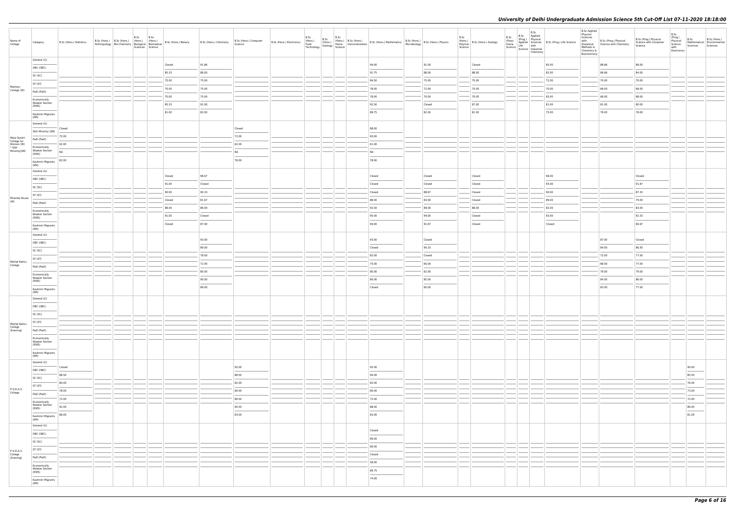| Name of College | Category | B.Sc (Hons.) Statistics | B.Sc (Hons.) Anthropology | B.Sc (Hons.) Bio-Chemistry | B.Sc (Hons.) Biological Sciences | B.Sc (Hons.) Biomedical Science | B.Sc (Hons.) Botany | B.Sc (Hons.) Chemistry | B.Sc (Hons.) Computer Science | B.Sc (Hons.) Electronics | B.Sc (Hons.) Food Technology | B.Sc (Hons.) Geology | B.Sc (Hons.) Home Science | B.Sc (Hons.) Instrumentation | B.Sc (Hons.) Mathematics | B.Sc (Hons.) Microbiology | B.Sc (Hons.) Physics | B.Sc (Hons.) Polymer Science | B.Sc (Hons.) Zoology | B.Sc (Pass) Home Science | B.Sc (Prog.) Applied Life Science | B.Sc Applied Physical Sciences with Industrial Chemistry | B.Sc (Prog.) Life Science | B.Sc Applied Physical Sciences with Analytical Methods in Chemistry & Biochemistry | B.Sc (Prog.) Physical Science with Chemistry | B.Sc (Prog.) Physical Science with Computer Science | B.Sc (Prog.) Physical Science with Electronics | B.Sc Mathematical Sciences | B.Sc (Hons.) Environmental Sciences |
|---|---|---|---|---|---|---|---|---|---|---|---|---|---|---|---|---|---|---|---|---|---|---|---|---|---|---|---|---|---|
| Maitreyi College (W) | General (G) | | | | | | Closed | 91.66 | | | | | | | 94.00 | | 91.00 | | Closed | | | | 85.00 | | 88.66 | 88.00 | | | |
| | OBC (OBC) | | | | | | 85.33 | 88.00 | | | | | | | 91.75 | | 88.00 | | 88.00 | | | | 82.00 | | 86.66 | 84.00 | | | |
| | SC (SC) | | | | | | 75.00 | 75.00 | | | | | | | 84.50 | | 75.00 | | 75.00 | | | | 72.00 | | 70.00 | 70.00 | | | |
| | ST (ST) | | | | | | 75.00 | 75.00 | | | | | | | 78.00 | | 72.00 | | 75.00 | | | | 70.00 | | 68.00 | 68.00 | | | |
| | PwD (PwD) | | | | | | 70.00 | 75.00 | | | | | | | 78.00 | | 70.00 | | 70.00 | | | | 65.00 | | 68.00 | 68.00 | | | |
| | Economically Weaker Section (EWS) | | | | | | 85.33 | 91.00 | | | | | | | 92.50 | | Closed | | 87.00 | | | | 81.00 | | 81.00 | 80.00 | | | |
| | Kashmiri Migrants (KM) | | | | | | 81.00 | 82.00 | | | | | | | 89.75 | | 82.00 | | 81.00 | | | | 75.00 | | 79.00 | 78.00 | | | |
| Mata Sundri College for Women (W) * Sikh Minority(SM) | General (G) | Closed | | | | | | | Closed | | | | | | 88.00 | | | | | | | | | | | | | | |
| | Sikh Minority (SM) | 72.00 | | | | | | | 72.00 | | | | | | 65.00 | | | | | | | | | | | | | | |
| | PwD (PwD) | 62.00 | | | | | | | 62.00 | | | | | | 61.00 | | | | | | | | | | | | | | |
| | Economically Weaker Section (EWS) | NA | | | | | | | NA | | | | | | NA | | | | | | | | | | | | | | |
| | Kashmiri Migrants (KM) | 82.00 | | | | | | | 78.00 | | | | | | 78.00 | | | | | | | | | | | | | | |
| Miranda House (W) | General (G) | | | | | | Closed | 96.67 | | | | | | | Closed | | Closed | | Closed | | | | 96.00 | | | Closed | | | |
| | OBC (OBC) | | | | | | 91.00 | Closed | | | | | | | Closed | | Closed | | Closed | | | | 93.00 | | | 91.67 | | | |
| | SC (SC) | | | | | | 90.00 | 90.33 | | | | | | | Closed | | 88.67 | | Closed | | | | 90.00 | | | 87.33 | | | |
| | ST (ST) | | | | | | Closed | 81.67 | | | | | | | 88.00 | | 83.00 | | Closed | | | | 89.00 | | | 79.00 | | | |
| | PwD (PwD) | | | | | | 88.00 | 86.00 | | | | | | | 92.50 | | 89.00 | | 88.00 | | | | 82.00 | | | 83.00 | | | |
| | Economically Weaker Section (EWS) | | | | | | 91.00 | Closed | | | | | | | 95.00 | | 94.00 | | Closed | | | | 93.00 | | | 92.33 | | | |
| | Kashmiri Migrants (KM) | | | | | | Closed | 87.00 | | | | | | | 94.00 | | 91.67 | | Closed | | | | Closed | | | 84.67 | | | |
| Motilal Nehru College | General (G) | | | | | | | 93.00 | | | | | | | 93.00 | | Closed | | | | | | | | 87.00 | Closed | | | |
| | OBC (OBC) | | | | | | | 89.00 | | | | | | | Closed | | 90.33 | | | | | | | | 84.00 | 86.50 | | | |
| | SC (SC) | | | | | | | 78.00 | | | | | | | 82.00 | | Closed | | | | | | | | 72.00 | 77.00 | | | |
| | ST (ST) | | | | | | | 72.00 | | | | | | | 75.00 | | 60.00 | | | | | | | | 68.00 | 77.00 | | | |
| | PwD (PwD) | | | | | | | 80.00 | | | | | | | 80.00 | | 62.00 | | | | | | | | 79.00 | 79.00 | | | |
| | Economically Weaker Section (EWS) | | | | | | | 90.00 | | | | | | | 80.00 | | 85.00 | | | | | | | | 84.00 | 86.00 | | | |
| | Kashmiri Migrants (KM) | | | | | | | 89.00 | | | | | | | Closed | | 60.00 | | | | | | | | 83.00 | 77.00 | | | |
| Motilal Nehru College (Evening) | General (G) | | | | | | | | | | | | | | | | | | | | | | | | | | | | |
| | OBC (OBC) | | | | | | | | | | | | | | | | | | | | | | | | | | | | |
| | SC (SC) | | | | | | | | | | | | | | | | | | | | | | | | | | | | |
| | ST (ST) | | | | | | | | | | | | | | | | | | | | | | | | | | | | |
| | PwD (PwD) | | | | | | | | | | | | | | | | | | | | | | | | | | | | |
| | Economically Weaker Section (EWS) | | | | | | | | | | | | | | | | | | | | | | | | | | | | |
| | Kashmiri Migrants (KM) | | | | | | | | | | | | | | | | | | | | | | | | | | | | |
| P.G.D.A.V. College | General (G) | Closed | | | | | | | 92.00 | | | | | | 92.00 | | | | | | | | | | | | | 90.00 | |
| | OBC (OBC) | 88.50 | | | | | | | 88.50 | | | | | | 90.00 | | | | | | | | | | | | | 85.50 | |
| | SC (SC) | 80.00 | | | | | | | 82.00 | | | | | | 82.00 | | | | | | | | | | | | | 76.00 | |
| | ST (ST) | 78.00 | | | | | | | 80.00 | | | | | | 80.00 | | | | | | | | | | | | | 73.00 | |
| | PwD (PwD) | 72.00 | | | | | | | 80.00 | | | | | | 72.00 | | | | | | | | | | | | | 72.00 | |
| | Economically Weaker Section (EWS) | 92.00 | | | | | | | 90.50 | | | | | | 88.00 | | | | | | | | | | | | | 86.00 | |
| | Kashmiri Migrants (KM) | 86.00 | | | | | | | 83.00 | | | | | | 83.00 | | | | | | | | | | | | | 81.00 | |
| P.G.D.A.V. College (Evening) | General (G) | | | | | | | | | | | | | | Closed | | | | | | | | | | | | | | |
| | OBC (OBC) | | | | | | | | | | | | | | 89.00 | | | | | | | | | | | | | | |
| | SC (SC) | | | | | | | | | | | | | | 80.00 | | | | | | | | | | | | | | |
| | ST (ST) | | | | | | | | | | | | | | Closed | | | | | | | | | | | | | | |
| | PwD (PwD) | | | | | | | | | | | | | | 58.00 | | | | | | | | | | | | | | |
| | Economically Weaker Section (EWS) | | | | | | | | | | | | | | 89.75 | | | | | | | | | | | | | | |
| | Kashmiri Migrants (KM) | | | | | | | | | | | | | | 74.00 | | | | | | | | | | | | | | |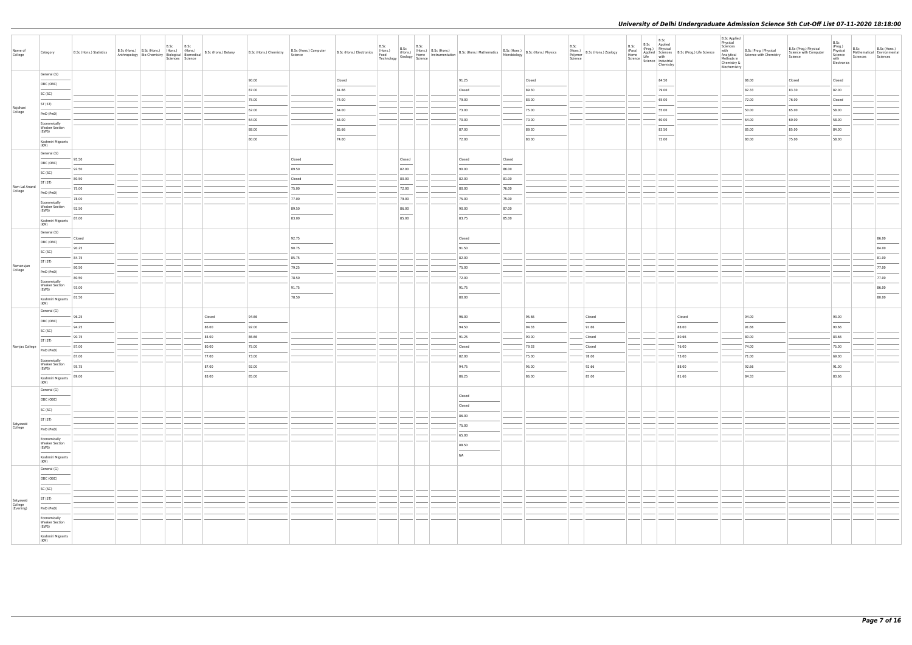# University of Delhi Undergraduate Admission Science 5th Cut-Off List 07-11-2020 18:18:00

| Name of College | Category | B.Sc (Hons.) Statistics | B.Sc (Hons.) Anthropology | B.Sc (Hons.) Bio-Chemistry | B.Sc (Hons.) Biological Sciences | B.Sc (Hons.) Biomedical Science | B.Sc (Hons.) Botany | B.Sc (Hons.) Chemistry | B.Sc (Hons.) Computer Science | B.Sc (Hons.) Electronics | B.Sc (Hons.) Food Technology | B.Sc (Hons.) Geology | B.Sc (Hons.) Home Science | B.Sc (Hons.) Instrumentation | B.Sc (Hons.) Mathematics | B.Sc (Hons.) Microbiology | B.Sc (Hons.) Physics | B.Sc (Hons.) Polymer Science | B.Sc (Hons.) Zoology | B.Sc (Pass) Home Science | B.Sc (Prog.) Applied Life Science | B.Sc Applied Physical Sciences with Industrial Chemistry | B.Sc (Prog.) Life Science | B.Sc Applied Physical Sciences with Analytical Methods in Chemistry & Biochemistry | B.Sc (Prog.) Physical Science with Chemistry | B.Sc (Prog.) Physical Science with Computer Science | B.Sc (Prog.) Physical Science with Electronics | B.Sc Mathematical Sciences | B.Sc (Hons.) Environmental Sciences |
|---|---|---|---|---|---|---|---|---|---|---|---|---|---|---|---|---|---|---|---|---|---|---|---|---|---|---|---|---|---|
| Rajdhani College | General (G) | | | | | | | 90.00 | | Closed | | | | | 91.25 | | Closed | | | | | 84.50 | | | 86.00 | Closed | Closed | | |
| | OBC (OBC) | | | | | | | 87.00 | | 81.66 | | | | | Closed | | 89.30 | | | | | 79.00 | | | 82.33 | 83.30 | 82.00 | | |
| | SC (SC) | | | | | | | 75.00 | | 74.00 | | | | | 79.00 | | 83.00 | | | | | 65.00 | | | 72.00 | 76.00 | Closed | | |
| | ST (ST) | | | | | | | 62.00 | | 64.00 | | | | | 73.00 | | 75.00 | | | | | 55.00 | | | 50.00 | 65.00 | 58.00 | | |
| | PwD (PwD) | | | | | | | 64.00 | | 64.00 | | | | | 70.00 | | 70.00 | | | | | 60.00 | | | 64.00 | 60.00 | 58.00 | | |
| | Economically Weaker Section (EWS) | | | | | | | 88.00 | | 85.66 | | | | | 87.00 | | 89.30 | | | | | 83.50 | | | 85.00 | 85.00 | 84.00 | | |
| | Kashmiri Migrants (KM) | | | | | | | 80.00 | | 74.00 | | | | | 72.00 | | 80.00 | | | | | 72.00 | | | 80.00 | 75.00 | 58.00 | | |
| Ram Lal Anand College | General (G) | 95.50 | | | | | | | Closed | | | Closed | | | Closed | Closed | | | | | | | | | | | | | |
| | OBC (OBC) | 92.50 | | | | | | | 89.50 | | | 82.00 | | | 90.00 | 86.00 | | | | | | | | | | | | | |
| | SC (SC) | 80.50 | | | | | | | Closed | | | 80.00 | | | 82.00 | 81.00 | | | | | | | | | | | | | |
| | ST (ST) | 75.00 | | | | | | | 75.00 | | | 72.00 | | | 80.00 | 76.00 | | | | | | | | | | | | | |
| | PwD (PwD) | 78.00 | | | | | | | 77.00 | | | 79.00 | | | 75.00 | 75.00 | | | | | | | | | | | | | |
| | Economically Weaker Section (EWS) | 92.50 | | | | | | | 89.50 | | | 86.00 | | | 90.00 | 87.00 | | | | | | | | | | | | | |
| | Kashmiri Migrants (KM) | 87.00 | | | | | | | 83.00 | | | 85.00 | | | 83.75 | 85.00 | | | | | | | | | | | | | |
| Ramanujan College | General (G) | Closed | | | | | | | 92.75 | | | | | | Closed | | | | | | | | | | | | | | 86.00 |
| | OBC (OBC) | 90.25 | | | | | | | 90.75 | | | | | | 91.50 | | | | | | | | | | | | | | 84.00 |
| | SC (SC) | 84.75 | | | | | | | 85.75 | | | | | | 82.00 | | | | | | | | | | | | | | 81.00 |
| | ST (ST) | 80.50 | | | | | | | 79.25 | | | | | | 75.00 | | | | | | | | | | | | | | 77.00 |
| | PwD (PwD) | 80.50 | | | | | | | 78.50 | | | | | | 72.00 | | | | | | | | | | | | | | 77.00 |
| | Economically Weaker Section (EWS) | 93.00 | | | | | | | 91.75 | | | | | | 91.75 | | | | | | | | | | | | | | 86.00 |
| | Kashmiri Migrants (KM) | 81.50 | | | | | | | 78.50 | | | | | | 80.00 | | | | | | | | | | | | | | 80.00 |
| Ramjas College | General (G) | 96.25 | | | | | Closed | 94.66 | | | | | | | 96.00 | | 95.66 | | Closed | | | | Closed | | 94.00 | | 93.00 | | |
| | OBC (OBC) | 94.25 | | | | | 86.00 | 92.00 | | | | | | | 94.50 | | 94.33 | | 91.66 | | | | 88.00 | | 91.66 | | 90.66 | | |
| | SC (SC) | 90.75 | | | | | 84.00 | 86.66 | | | | | | | 91.25 | | 90.00 | | Closed | | | | 80.66 | | 80.00 | | 83.66 | | |
| | ST (ST) | 87.00 | | | | | 80.00 | 75.00 | | | | | | | Closed | | 79.33 | | Closed | | | | 76.00 | | 74.00 | | 75.00 | | |
| | PwD (PwD) | 87.00 | | | | | 77.00 | 73.00 | | | | | | | 82.00 | | 75.00 | | 78.00 | | | | 73.00 | | 71.00 | | 69.00 | | |
| | Economically Weaker Section (EWS) | 95.75 | | | | | 87.00 | 92.00 | | | | | | | 94.75 | | 95.00 | | 92.66 | | | | 88.00 | | 92.66 | | 91.00 | | |
| | Kashmiri Migrants (KM) | 89.00 | | | | | 83.00 | 85.00 | | | | | | | 86.25 | | 86.00 | | 85.00 | | | | 81.66 | | 84.33 | | 83.66 | | |
| Satyawati College | General (G) | | | | | | | | | | | | | | Closed | | | | | | | | | | | | | | |
| | OBC (OBC) | | | | | | | | | | | | | | Closed | | | | | | | | | | | | | | |
| | SC (SC) | | | | | | | | | | | | | | 86.00 | | | | | | | | | | | | | | |
| | ST (ST) | | | | | | | | | | | | | | 75.00 | | | | | | | | | | | | | | |
| | PwD (PwD) | | | | | | | | | | | | | | 65.00 | | | | | | | | | | | | | | |
| | Economically Weaker Section (EWS) | | | | | | | | | | | | | | 88.50 | | | | | | | | | | | | | | |
| | Kashmiri Migrants (KM) | | | | | | | | | | | | | | NA | | | | | | | | | | | | | | |
| Satyawati College (Evening) | General (G) | | | | | | | | | | | | | | | | | | | | | | | | | | | | |
| | OBC (OBC) | | | | | | | | | | | | | | | | | | | | | | | | | | | | |
| | SC (SC) | | | | | | | | | | | | | | | | | | | | | | | | | | | | |
| | ST (ST) | | | | | | | | | | | | | | | | | | | | | | | | | | | | |
| | PwD (PwD) | | | | | | | | | | | | | | | | | | | | | | | | | | | | |
| | Economically Weaker Section (EWS) | | | | | | | | | | | | | | | | | | | | | | | | | | | | |
| | Kashmiri Migrants (KM) | | | | | | | | | | | | | | | | | | | | | | | | | | | | |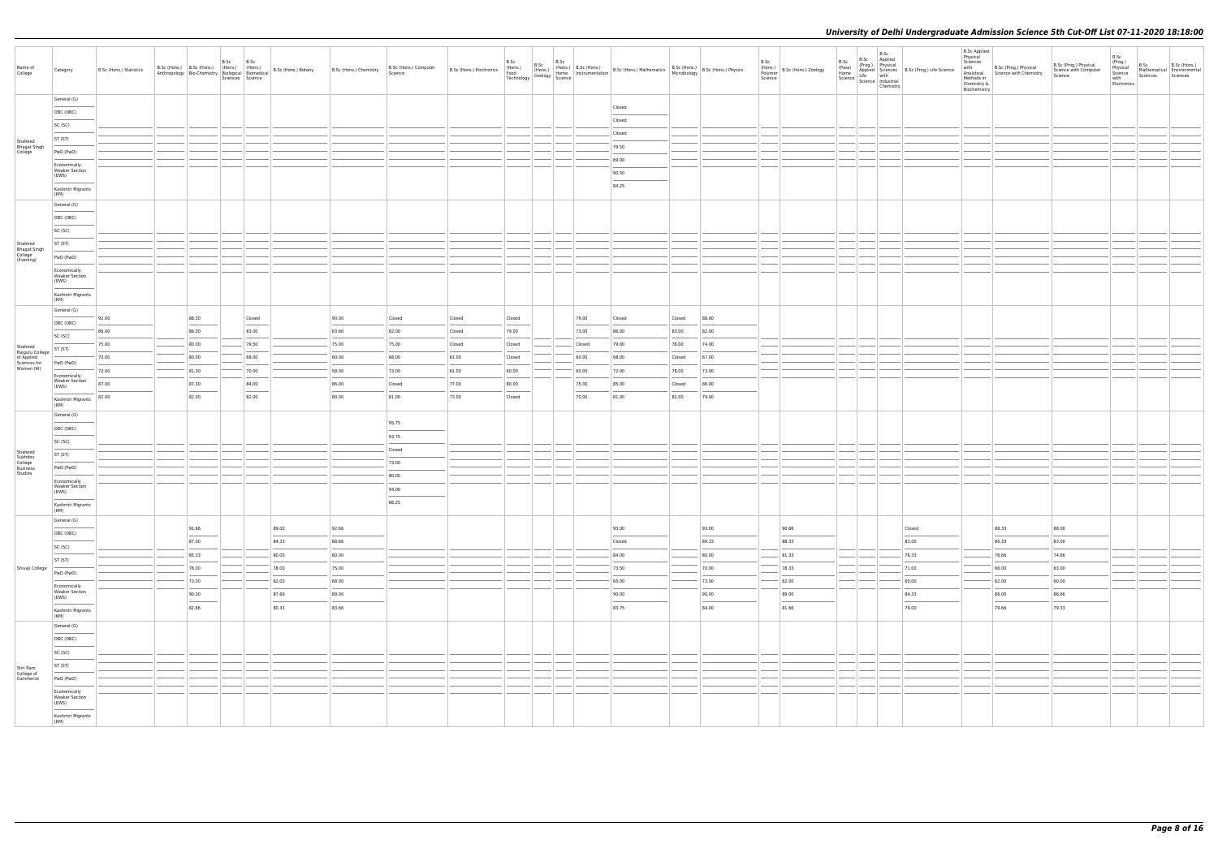| Name of College | Category | B.Sc (Hons.) Statistics | B.Sc (Hons.) Anthropology | B.Sc (Hons.) Bio-Chemistry | B.Sc (Hons.) Biological Sciences | B.Sc (Hons.) Biomedical Science | B.Sc (Hons.) Botany | B.Sc (Hons.) Chemistry | B.Sc (Hons.) Computer Science | B.Sc (Hons.) Electronics | B.Sc (Hons.) Food Technology | B.Sc (Hons.) Geology | B.Sc (Hons.) Home Science | B.Sc (Hons.) Instrumentation | B.Sc (Hons.) Mathematics | B.Sc (Hons.) Microbiology | B.Sc (Hons.) Physics | B.Sc (Hons.) Polymer Science | B.Sc (Hons.) Zoology | B.Sc (Pass) Home Science | B.Sc (Prog.) Applied Life Science | B.Sc Applied Physical Sciences with Industrial Chemistry | B.Sc (Prog.) Life Science | B.Sc Applied Physical Sciences with Analytical Methods in Chemistry & Biochemistry | B.Sc (Prog.) Physical Science with Chemistry | B.Sc (Prog.) Physical Science with Computer Science | B.Sc (Prog.) Physical Science with Electronics | B.Sc Mathematical Sciences | B.Sc (Hons.) Environmental Sciences |
|---|---|---|---|---|---|---|---|---|---|---|---|---|---|---|---|---|---|---|---|---|---|---|---|---|---|---|---|---|---|
| Shaheed Bhagat Singh College | General (G) | | | | | | | | | | | | | | Closed | | | | | | | | | | | | | | |
| | OBC (OBC) | | | | | | | | | | | | | | Closed | | | | | | | | | | | | | | |
| | SC (SC) | | | | | | | | | | | | | | Closed | | | | | | | | | | | | | | |
| | ST (ST) | | | | | | | | | | | | | | 79.50 | | | | | | | | | | | | | | |
| | PwD (PwD) | | | | | | | | | | | | | | 69.00 | | | | | | | | | | | | | | |
| | Economically Weaker Section (EWS) | | | | | | | | | | | | | | 90.50 | | | | | | | | | | | | | | |
| | Kashmiri Migrants (KM) | | | | | | | | | | | | | | 84.25 | | | | | | | | | | | | | | |
| Shaheed Bhagat Singh College (Evening) | General (G) | | | | | | | | | | | | | | | | | | | | | | | | | | | | |
| | OBC (OBC) | | | | | | | | | | | | | | | | | | | | | | | | | | | | |
| | SC (SC) | | | | | | | | | | | | | | | | | | | | | | | | | | | | |
| | ST (ST) | | | | | | | | | | | | | | | | | | | | | | | | | | | | |
| | PwD (PwD) | | | | | | | | | | | | | | | | | | | | | | | | | | | | |
| | Economically Weaker Section (EWS) | | | | | | | | | | | | | | | | | | | | | | | | | | | | |
| | Kashmiri Migrants (KM) | | | | | | | | | | | | | | | | | | | | | | | | | | | | |
| Shaheed Rajguru College of Applied Sciences for Women (W) | General (G) | 92.00 | | 88.30 | | Closed | | 90.00 | Closed | Closed | Closed | | | 79.00 | Closed | Closed | 88.60 | | | | | | | | | | | | |
| | OBC (OBC) | 86.00 | | 86.00 | | 83.00 | | 83.60 | 82.00 | Closed | 79.00 | | | 73.00 | 86.00 | 83.00 | 82.00 | | | | | | | | | | | | |
| | SC (SC) | 75.00 | | 80.00 | | 79.50 | | 75.00 | 75.00 | Closed | Closed | | | Closed | 79.00 | 78.00 | 74.00 | | | | | | | | | | | | |
| | ST (ST) | 70.00 | | 80.00 | | 68.00 | | 60.00 | 68.00 | 61.00 | Closed | | | 60.00 | 68.00 | Closed | 67.00 | | | | | | | | | | | | |
| | PwD (PwD) | 72.00 | | 81.30 | | 70.00 | | 58.00 | 73.00 | 61.00 | 60.00 | | | 60.00 | 72.00 | 78.00 | 73.00 | | | | | | | | | | | | |
| | Economically Weaker Section (EWS) | 87.00 | | 87.30 | | 84.00 | | 86.00 | Closed | 77.00 | 80.00 | | | 75.00 | 85.00 | Closed | 86.00 | | | | | | | | | | | | |
| | Kashmiri Migrants (KM) | 82.00 | | 82.00 | | 82.00 | | 80.00 | 81.00 | 73.00 | Closed | | | 70.00 | 81.00 | 82.00 | 79.00 | | | | | | | | | | | | |
| Shaheed Sukhdev College Business Studies | General (G) | | | | | | | | 95.75 | | | | | | | | | | | | | | | | | | | | |
| | OBC (OBC) | | | | | | | | 93.75 | | | | | | | | | | | | | | | | | | | | |
| | SC (SC) | | | | | | | | Closed | | | | | | | | | | | | | | | | | | | | |
| | ST (ST) | | | | | | | | 73.00 | | | | | | | | | | | | | | | | | | | | |
| | PwD (PwD) | | | | | | | | 80.00 | | | | | | | | | | | | | | | | | | | | |
| | Economically Weaker Section (EWS) | | | | | | | | 94.00 | | | | | | | | | | | | | | | | | | | | |
| | Kashmiri Migrants (KM) | | | | | | | | 86.25 | | | | | | | | | | | | | | | | | | | | |
| Shivaji College | General (G) | | | 91.66 | | | 89.00 | 92.66 | | | | | | | 93.00 | | 93.00 | | 90.66 | | | | Closed | | 88.33 | 88.00 | | | |
| | OBC (OBC) | | | 87.00 | | | 84.33 | 88.66 | | | | | | | Closed | | 89.33 | | 88.33 | | | | 83.00 | | 86.33 | 83.00 | | | |
| | SC (SC) | | | 85.33 | | | 80.00 | 80.00 | | | | | | | 84.00 | | 80.00 | | 81.33 | | | | 76.33 | | 76.66 | 74.66 | | | |
| | ST (ST) | | | 76.00 | | | 78.00 | 75.00 | | | | | | | 73.50 | | 70.00 | | 78.33 | | | | 71.00 | | 66.00 | 63.00 | | | |
| | PwD (PwD) | | | 73.00 | | | 62.00 | 68.00 | | | | | | | 65.00 | | 73.00 | | 62.00 | | | | 60.00 | | 62.00 | 60.00 | | | |
| | Economically Weaker Section (EWS) | | | 90.00 | | | 87.66 | 89.00 | | | | | | | 90.00 | | 90.00 | | 89.00 | | | | 84.33 | | 86.00 | 86.66 | | | |
| | Kashmiri Migrants (KM) | | | 82.66 | | | 80.33 | 83.66 | | | | | | | 83.75 | | 84.00 | | 81.66 | | | | 79.00 | | 79.66 | 79.33 | | | |
| Shri Ram College of Commerce | General (G) | | | | | | | | | | | | | | | | | | | | | | | | | | | | |
| | OBC (OBC) | | | | | | | | | | | | | | | | | | | | | | | | | | | | |
| | SC (SC) | | | | | | | | | | | | | | | | | | | | | | | | | | | | |
| | ST (ST) | | | | | | | | | | | | | | | | | | | | | | | | | | | | |
| | PwD (PwD) | | | | | | | | | | | | | | | | | | | | | | | | | | | | |
| | Economically Weaker Section (EWS) | | | | | | | | | | | | | | | | | | | | | | | | | | | | |
| | Kashmiri Migrants (KM) | | | | | | | | | | | | | | | | | | | | | | | | | | | | |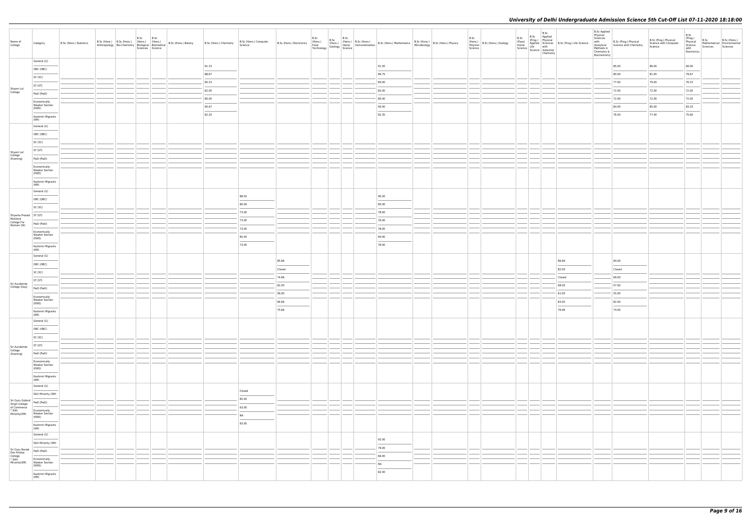| Name of College | Category | B.Sc (Hons.) Statistics | B.Sc (Hons.) Anthropology | B.Sc (Hons.) Bio-Chemistry | B.Sc (Hons.) Biological Sciences | B.Sc (Hons.) Biomedical Science | B.Sc (Hons.) Botany | B.Sc (Hons.) Chemistry | B.Sc (Hons.) Computer Science | B.Sc (Hons.) Electronics | B.Sc (Hons.) Food Technology | B.Sc (Hons.) Geology | B.Sc (Hons.) Home Science | B.Sc (Hons.) Instrumentation | B.Sc (Hons.) Mathematics | B.Sc (Hons.) Microbiology | B.Sc (Hons.) Physics | B.Sc (Hons.) Polymer Science | B.Sc (Hons.) Zoology | B.Sc (Pass) Home Science | B.Sc (Prog.) Applied Life Science | B.Sc Applied Physical Sciences with Industrial Chemistry | B.Sc (Prog.) Life Science | B.Sc Applied Physical Sciences with Analytical Methods in Chemistry & Biochemistry | B.Sc (Prog.) Physical Science with Chemistry | B.Sc (Prog.) Physical Science with Computer Science | B.Sc (Prog.) Physical Science with Electronics | B.Sc Mathematical Sciences | B.Sc (Hons.) Environmental Sciences |
|---|---|---|---|---|---|---|---|---|---|---|---|---|---|---|---|---|---|---|---|---|---|---|---|---|---|---|---|---|---|
| Shyam Lal College | General (G) | | | | | | | 91.33 | | | | | | | 91.50 | | | | | | | | | | 85.00 | 86.00 | 84.00 | | |
| | OBC (OBC) | | | | | | | 88.67 | | | | | | | 89.75 | | | | | | | | | | 80.00 | 81.00 | 79.67 | | |
| | SC (SC) | | | | | | | 85.33 | | | | | | | 85.00 | | | | | | | | | | 77.00 | 79.00 | 76.33 | | |
| | ST (ST) | | | | | | | 82.00 | | | | | | | 82.00 | | | | | | | | | | 72.00 | 72.00 | 72.00 | | |
| | PwD (PwD) | | | | | | | 80.00 | | | | | | | 80.00 | | | | | | | | | | 72.00 | 72.00 | 72.00 | | |
| | Economically Weaker Section (EWS) | | | | | | | 90.67 | | | | | | | 90.00 | | | | | | | | | | 84.00 | 85.00 | 83.33 | | |
| | Kashmiri Migrants (KM) | | | | | | | 82.20 | | | | | | | 82.35 | | | | | | | | | | 76.50 | 77.40 | 75.60 | | |
| Shyam Lal College (Evening) | General (G) | | | | | | | | | | | | | | | | | | | | | | | | | | | | |
| | OBC (OBC) | | | | | | | | | | | | | | | | | | | | | | | | | | | | |
| | SC (SC) | | | | | | | | | | | | | | | | | | | | | | | | | | | | |
| | ST (ST) | | | | | | | | | | | | | | | | | | | | | | | | | | | | |
| | PwD (PwD) | | | | | | | | | | | | | | | | | | | | | | | | | | | | |
| | Economically Weaker Section (EWS) | | | | | | | | | | | | | | | | | | | | | | | | | | | | |
| | Kashmiri Migrants (KM) | | | | | | | | | | | | | | | | | | | | | | | | | | | | |
| Shyama Prasad Mukherji College For Women (W) | General (G) | | | | | | | | 88.50 | | | | | | 90.50 | | | | | | | | | | | | | | |
| | OBC (OBC) | | | | | | | | 80.00 | | | | | | 85.00 | | | | | | | | | | | | | | |
| | SC (SC) | | | | | | | | 73.00 | | | | | | 78.00 | | | | | | | | | | | | | | |
| | ST (ST) | | | | | | | | 73.00 | | | | | | 76.00 | | | | | | | | | | | | | | |
| | PwD (PwD) | | | | | | | | 73.00 | | | | | | 78.00 | | | | | | | | | | | | | | |
| | Economically Weaker Section (EWS) | | | | | | | | 85.00 | | | | | | 84.00 | | | | | | | | | | | | | | |
| | Kashmiri Migrants (KM) | | | | | | | | 73.00 | | | | | | 78.00 | | | | | | | | | | | | | | |
| Sri Aurobindo College (Day) | General (G) | | | | | | | | | 85.66 | | | | | | | | | | | | | 86.66 | | 84.00 | | | | |
| | OBC (OBC) | | | | | | | | | Closed | | | | | | | | | | | | | 82.00 | | Closed | | | | |
| | SC (SC) | | | | | | | | | 74.66 | | | | | | | | | | | | | Closed | | 69.00 | | | | |
| | ST (ST) | | | | | | | | | 62.00 | | | | | | | | | | | | | 68.00 | | 57.00 | | | | |
| | PwD (PwD) | | | | | | | | | 56.00 | | | | | | | | | | | | | 61.00 | | 55.00 | | | | |
| | Economically Weaker Section (EWS) | | | | | | | | | 84.66 | | | | | | | | | | | | | 83.00 | | 82.00 | | | | |
| | Kashmiri Migrants (KM) | | | | | | | | | 75.66 | | | | | | | | | | | | | 76.66 | | 74.00 | | | | |
| Sri Aurobindo College (Evening) | General (G) | | | | | | | | | | | | | | | | | | | | | | | | | | | | |
| | OBC (OBC) | | | | | | | | | | | | | | | | | | | | | | | | | | | | |
| | SC (SC) | | | | | | | | | | | | | | | | | | | | | | | | | | | | |
| | ST (ST) | | | | | | | | | | | | | | | | | | | | | | | | | | | | |
| | PwD (PwD) | | | | | | | | | | | | | | | | | | | | | | | | | | | | |
| | Economically Weaker Section (EWS) | | | | | | | | | | | | | | | | | | | | | | | | | | | | |
| | Kashmiri Migrants (KM) | | | | | | | | | | | | | | | | | | | | | | | | | | | | |
| Sri Guru Gobind Singh College of Commerce * Sikh Minority(SM) | General (G) | | | | | | | | Closed | | | | | | | | | | | | | | | | | | | | |
| | Sikh Minority (SM) | | | | | | | | 85.00 | | | | | | | | | | | | | | | | | | | | |
| | PwD (PwD) | | | | | | | | 63.00 | | | | | | | | | | | | | | | | | | | | |
| | Economically Weaker Section (EWS) | | | | | | | | NA | | | | | | | | | | | | | | | | | | | | |
| | Kashmiri Migrants (KM) | | | | | | | | 83.00 | | | | | | | | | | | | | | | | | | | | |
| Sri Guru Nanak Dev Khalsa College * Sikh Minority(SM) | General (G) | | | | | | | | | | | | | | 92.00 | | | | | | | | | | | | | | |
| | Sikh Minority (SM) | | | | | | | | | | | | | | 79.00 | | | | | | | | | | | | | | |
| | PwD (PwD) | | | | | | | | | | | | | | 66.00 | | | | | | | | | | | | | | |
| | Economically Weaker Section (EWS) | | | | | | | | | | | | | | NA | | | | | | | | | | | | | | |
| | Kashmiri Migrants (KM) | | | | | | | | | | | | | | 82.00 | | | | | | | | | | | | | | |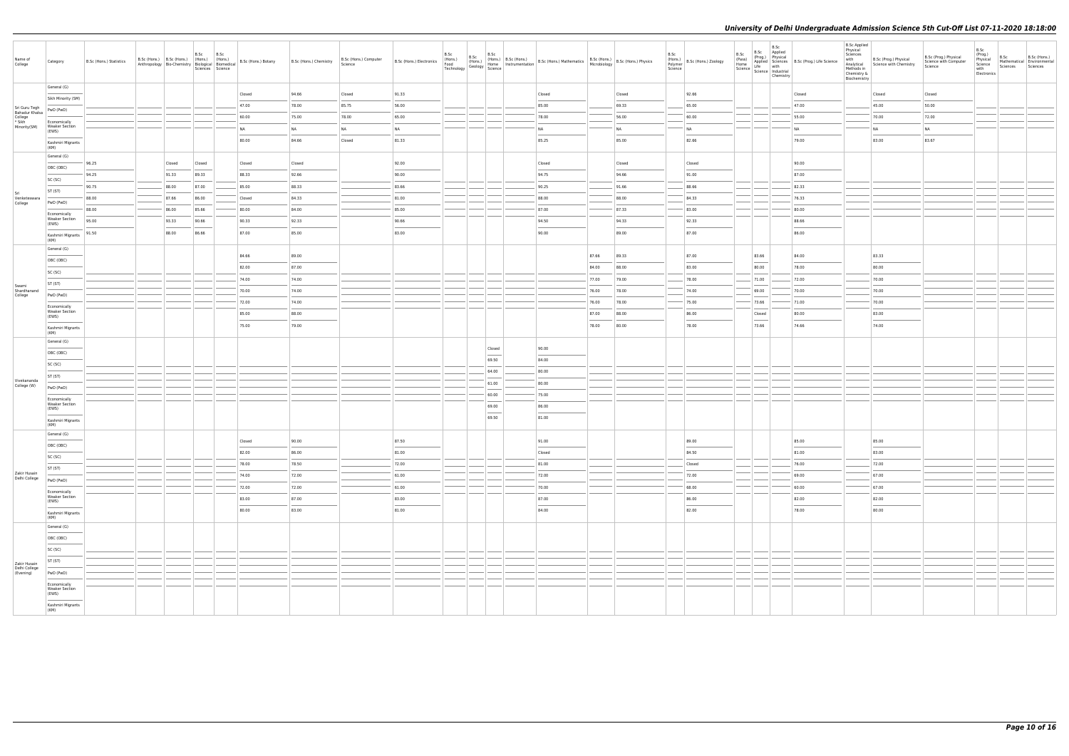| Name of College | Category | B.Sc (Hons.) Statistics | B.Sc (Hons.) Anthropology | B.Sc (Hons.) Bio-Chemistry | B.Sc (Hons.) Biological Sciences | B.Sc (Hons.) Biomedical Science | B.Sc (Hons.) Botany | B.Sc (Hons.) Chemistry | B.Sc (Hons.) Computer Science | B.Sc (Hons.) Electronics | B.Sc (Hons.) Food Technology | B.Sc (Hons.) Geology | B.Sc (Hons.) Home Science | B.Sc (Hons.) Instrumentation | B.Sc (Hons.) Mathematics | B.Sc (Hons.) Microbiology | B.Sc (Hons.) Physics | B.Sc (Hons.) Polymer Science | B.Sc (Hons.) Zoology | B.Sc (Pass) Home Science | B.Sc (Prog.) Applied Life Science | B.Sc Applied Physical Sciences with Industrial Chemistry | B.Sc (Prog.) Life Science | B.Sc Applied Physical Sciences with Analytical Methods in Chemistry & Biochemistry | B.Sc (Prog.) Physical Science with Chemistry | B.Sc (Prog.) Physical Science with Computer Science | B.Sc (Prog.) Physical Science with Electronics | B.Sc Mathematical Sciences | B.Sc (Hons.) Environmental Sciences |
|---|---|---|---|---|---|---|---|---|---|---|---|---|---|---|---|---|---|---|---|---|---|---|---|---|---|---|---|---|---|
| Sri Guru Tegh Bahadur Khalsa College * Sikh Minority(SM) | General (G) | | | | | | Closed | 94.66 | Closed | 91.33 | | | | | Closed | | Closed | | 92.66 | | | | Closed | | Closed | Closed | | | |
| | Sikh Minority (SM) | | | | | | 47.00 | 78.00 | 85.75 | 56.00 | | | | | 85.00 | | 69.33 | | 65.00 | | | | 47.00 | | 45.00 | 50.00 | | | |
| | PwD (PwD) | | | | | | 60.00 | 75.00 | 78.00 | 65.00 | | | | | 78.00 | | 56.00 | | 60.00 | | | | 55.00 | | 70.00 | 72.00 | | | |
| | Economically Weaker Section (EWS) | | | | | | NA | NA | NA | NA | | | | | NA | | NA | | NA | | | | NA | | NA | NA | | | |
| | Kashmiri Migrants (KM) | | | | | | 80.00 | 84.66 | Closed | 81.33 | | | | | 85.25 | | 85.00 | | 82.66 | | | | 79.00 | | 83.00 | 83.67 | | | |
| Sri Venkateswara College | General (G) | 96.25 | | Closed | Closed | | Closed | Closed | | 92.00 | | | | | Closed | | Closed | | Closed | | | | 90.00 | | | | | | |
| | OBC (OBC) | 94.25 | | 91.33 | 89.33 | | 88.33 | 92.66 | | 90.00 | | | | | 94.75 | | 94.66 | | 91.00 | | | | 87.00 | | | | | | |
| | SC (SC) | 90.75 | | 88.00 | 87.00 | | 85.00 | 88.33 | | 83.66 | | | | | 90.25 | | 91.66 | | 88.66 | | | | 82.33 | | | | | | |
| | ST (ST) | 88.00 | | 87.66 | 86.00 | | Closed | 84.33 | | 81.00 | | | | | 88.00 | | 88.00 | | 84.33 | | | | 76.33 | | | | | | |
| | PwD (PwD) | 88.00 | | 86.00 | 85.66 | | 80.00 | 84.00 | | 85.00 | | | | | 87.00 | | 87.33 | | 83.00 | | | | 80.00 | | | | | | |
| | Economically Weaker Section (EWS) | 95.00 | | 93.33 | 90.66 | | 90.33 | 92.33 | | 90.66 | | | | | 94.50 | | 94.33 | | 92.33 | | | | 88.66 | | | | | | |
| | Kashmiri Migrants (KM) | 91.50 | | 88.00 | 86.66 | | 87.00 | 85.00 | | 83.00 | | | | | 90.00 | | 89.00 | | 87.00 | | | | 86.00 | | | | | | |
| Swami Shardhanand College | General (G) | | | | | | 84.66 | 89.00 | | | | | | | | 87.66 | 89.33 | | 87.00 | | 83.66 | | 84.00 | | 83.33 | | | | |
| | OBC (OBC) | | | | | | 82.00 | 87.00 | | | | | | | | 84.00 | 88.00 | | 83.00 | | 80.00 | | 78.00 | | 80.00 | | | | |
| | SC (SC) | | | | | | 74.00 | 74.00 | | | | | | | | 77.00 | 79.00 | | 78.00 | | 71.00 | | 72.00 | | 70.00 | | | | |
| | ST (ST) | | | | | | 70.00 | 74.00 | | | | | | | | 76.00 | 78.00 | | 74.00 | | 69.00 | | 70.00 | | 70.00 | | | | |
| | PwD (PwD) | | | | | | 72.00 | 74.00 | | | | | | | | 76.00 | 78.00 | | 75.00 | | 73.66 | | 71.00 | | 70.00 | | | | |
| | Economically Weaker Section (EWS) | | | | | | 85.00 | 88.00 | | | | | | | | 87.00 | 88.00 | | 86.00 | | Closed | | 80.00 | | 83.00 | | | | |
| | Kashmiri Migrants (KM) | | | | | | 75.00 | 79.00 | | | | | | | | 78.00 | 80.00 | | 78.00 | | 73.66 | | 74.66 | | 74.00 | | | | |
| Vivekananda College (W) | General (G) | | | | | | | | | | | | Closed | | 90.00 | | | | | | | | | | | | | | |
| | OBC (OBC) | | | | | | | | | | | | 69.50 | | 84.00 | | | | | | | | | | | | | | |
| | SC (SC) | | | | | | | | | | | | 64.00 | | 80.00 | | | | | | | | | | | | | | |
| | ST (ST) | | | | | | | | | | | | 61.00 | | 80.00 | | | | | | | | | | | | | | |
| | PwD (PwD) | | | | | | | | | | | | 60.00 | | 75.00 | | | | | | | | | | | | | | |
| | Economically Weaker Section (EWS) | | | | | | | | | | | | 69.00 | | 86.00 | | | | | | | | | | | | | | |
| | Kashmiri Migrants (KM) | | | | | | | | | | | | 69.50 | | 81.00 | | | | | | | | | | | | | | |
| Zakir Husain Delhi College | General (G) | | | | | | Closed | 90.00 | | 87.50 | | | | | 91.00 | | | | 89.00 | | | | 85.00 | | 85.00 | | | | |
| | OBC (OBC) | | | | | | 82.00 | 86.00 | | 81.00 | | | | | Closed | | | | 84.50 | | | | 81.00 | | 83.00 | | | | |
| | SC (SC) | | | | | | 78.00 | 78.50 | | 72.00 | | | | | 81.00 | | | | Closed | | | | 76.00 | | 72.00 | | | | |
| | ST (ST) | | | | | | 74.00 | 72.00 | | 61.00 | | | | | 72.00 | | | | 72.00 | | | | 69.00 | | 67.00 | | | | |
| | PwD (PwD) | | | | | | 72.00 | 72.00 | | 61.00 | | | | | 70.00 | | | | 68.00 | | | | 60.00 | | 67.00 | | | | |
| | Economically Weaker Section (EWS) | | | | | | 83.00 | 87.00 | | 83.00 | | | | | 87.00 | | | | 86.00 | | | | 82.00 | | 82.00 | | | | |
| | Kashmiri Migrants (KM) | | | | | | 80.00 | 83.00 | | 81.00 | | | | | 84.00 | | | | 82.00 | | | | 78.00 | | 80.00 | | | | |
| Zakir Husain Delhi College (Evening) | General (G) | | | | | | | | | | | | | | | | | | | | | | | | | | | | |
| | OBC (OBC) | | | | | | | | | | | | | | | | | | | | | | | | | | | | |
| | SC (SC) | | | | | | | | | | | | | | | | | | | | | | | | | | | | |
| | ST (ST) | | | | | | | | | | | | | | | | | | | | | | | | | | | | |
| | PwD (PwD) | | | | | | | | | | | | | | | | | | | | | | | | | | | | |
| | Economically Weaker Section (EWS) | | | | | | | | | | | | | | | | | | | | | | | | | | | | |
| | Kashmiri Migrants (KM) | | | | | | | | | | | | | | | | | | | | | | | | | | | | |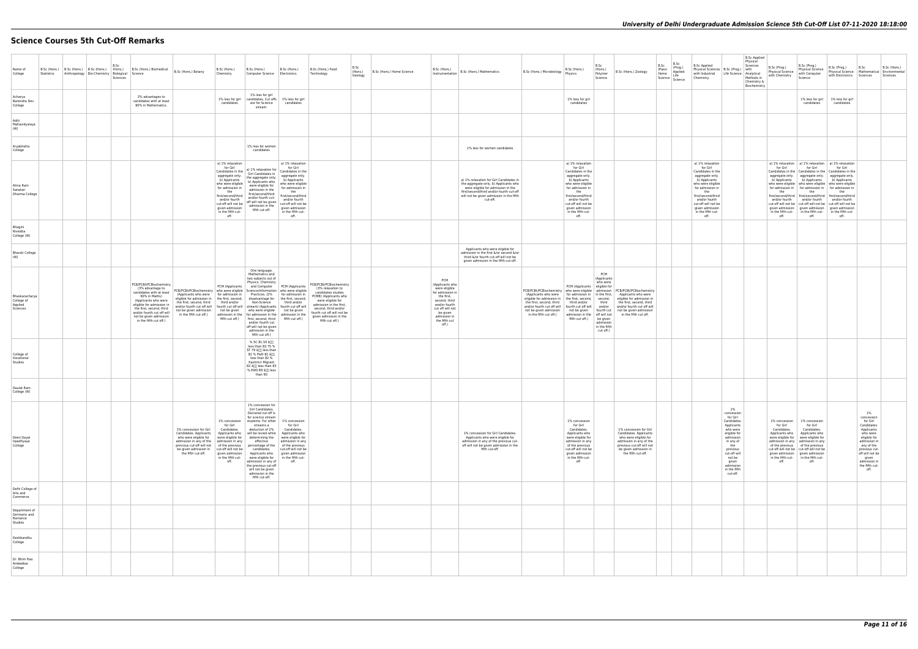# Science Courses 5th Cut-Off Remarks

| Name of College | B.Sc (Hons.) Statistics | B.Sc (Hons.) Anthropology | B.Sc (Hons.) Bio-Chemistry | B.Sc (Hons.) Biological Sciences | B.Sc (Hons.) Biomedical Science | B.Sc (Hons.) Botany | B.Sc (Hons.) Chemistry | B.Sc (Hons.) Computer Science | B.Sc (Hons.) Electronics | B.Sc (Hons.) Food Technology | B.Sc (Hons.) Geology | B.Sc (Hons.) Home Science | B.Sc (Hons.) Instrumentation | B.Sc (Hons.) Mathematics | B.Sc (Hons.) Microbiology | B.Sc (Hons.) Physics | B.Sc (Hons.) Polymer Science | B.Sc (Hons.) Zoology | B.Sc (Pass) Home Science | B.Sc (Prog.) Applied Life Science | B.Sc Applied Physical Sciences with Industrial Chemistry | B.Sc (Prog.) Life Science | B.Sc Applied Physical Sciences with Analytical Methods in Chemistry & Biochemistry | B.Sc (Prog.) Physical Science with Chemistry | B.Sc (Prog.) Physical Science with Computer Science | B.Sc (Prog.) Physical Science with Electronics | B.Sc Mathematical Sciences | B.Sc (Hons.) Environmental Sciences |
|---|---|---|---|---|---|---|---|---|---|---|---|---|---|---|---|---|---|---|---|---|---|---|---|---|---|---|---|---|
| Acharya Narendra Dev College | | | | | 3% advantages to candidates with at least 60% in Mathematics. | | 1% less for girl candidates | 1% less for girl candidates. Cut offs are for Science stream. | 1% less for girl candidates | | | | | | | 1% less for girl candidates | | | | | | | | | 1% less for girl candidates | 1% less for girl candidates | | |
| Aditi Mahavidyalaya (W) | | | | | | | | | | | | | | | | | | | | | | | | | | | | |
| Aryabhatta College | | | | | | | | 1% less for women candidates | | | | | | 1% less for women candidates | | | | | | | | | | | | | | |
| Atma Ram Sanatan Dharma College | | | | | | | a) 1% relaxation for Girl Candidates in the aggregate only. b) Applicants who were eligible for admission in the first/second/third and/or fourth cut-off will not be given admission in the fifth cut-off. | a) 1% relaxation for Girl Candidates in the aggregate only. b) Applicants who were eligible for admission in the first/second/third and/or fourth cut-off will not be given admission in the fifth cut-off. | a) 1% relaxation for Girl Candidates in the aggregate only. b) Applicants who were eligible for admission in the first/second/third and/or fourth cut-off will not be given admission in the fifth cut-off. | | | | | a) 1% relaxation for Girl Candidates in the aggregate only. b) Applicants who were eligible for admission in the first/second/third and/or fourth cut-off will not be given admission in the fifth cut-off. | | a) 1% relaxation for Girl Candidates in the aggregate only. b) Applicants who were eligible for admission in the first/second/third and/or fourth cut-off will not be given admission in the fifth cut-off. | | | | | a) 1% relaxation for Girl Candidates in the aggregate only. b) Applicants who were eligible for admission in the first/second/third and/or fourth cut-off will not be given admission in the fifth cut-off. | | | a) 1% relaxation for Girl Candidates in the aggregate only. b) Applicants who were eligible for admission in the first/second/third and/or fourth cut-off will not be given admission in the fifth cut-off. | a) 1% relaxation for Girl Candidates in the aggregate only. b) Applicants who were eligible for admission in the first/second/third and/or fourth cut-off will not be given admission in the fifth cut-off. | a) 1% relaxation for Girl Candidates in the aggregate only. b) Applicants who were eligible for admission in the first/second/third and/or fourth cut-off will not be given admission in the fifth cut-off. | | |
| Bhagini Nivedita College (W) | | | | | | | | | | | | | | | | | | | | | | | | | | | | |
| Bharati College (W) | | | | | | | | | | | | | | Applicants who were eligible for admission in the first &/or second &/or third &/or fourth cut-off will not be given admission in the fifth cut-off. | | | | | | | | | | | | | | |
| Bhaskaracharya College of Applied Sciences | | | | | PCB/PCBt/PCBiochemistry (3% advantage to candidates with at least 60% in Maths) (Applicants who were eligible for admission in the first, second, third and/or fourth cut off will not be given admission in the fifth cut off.) | PCB/PCBt/PCBiochemistry (Applicants who were eligible for admission in the first, second, third and/or fourth cut off will not be given admission in the fifth cut off.) | PCM (Applicants who were eligible for admission in the first, second, third and/or fourth cut off will not be given admission in the fifth cut off.) | One language, Mathematics and two subjects out of Physics, Chemistry and Computer Science/Information Practices. (2% disadvantage for Non-Science stream) (Applicants who were eligible for admission in the first, second, third and/or fourth cut off will not be given admission in the fifth cut off.) | PCM (Applicants who were eligible for admission in the first, second, third and/or fourth cut off will not be given admission in the fifth cut off.) | PCB/PCBt/PCBiochemistry (3% relaxation to candidates studies PCMB) (Applicants who were eligible for admission in the first, second, third and/or fourth cut off will not be given admission in the fifth cut off.) | | | PCM (Applicants who were eligible for admission in the first, second, third and/or fourth cut off will not be given admission in the fifth cut off.) | | PCB/PCBt/PCBiochemistry (Applicants who were eligible for admission in the first, second, third and/or fourth cut off will not be given admission in the fifth cut off.) | PCM (Applicants who were eligible for admission in the first, second, third and/or fourth cut off will not be given admission in the fifth cut off.) | PCM (Applicants who were eligible for admission in the first, second, third and/or fourth cut off will not be given admission in the fifth cut off.) | PCB/PCBt/PCBiochemistry Applicants who were eligible for admission in the first, second, third and/or fourth cut off will not be given admission in the fifth cut off. | | | | | | | | | | |
| College of Vocational Studies | | | | | | | | % SC 81.50 â less than 82.75 % ST 79 â less than 81 % PwD 81 â less than 82 % Kashmiri Migrant 82 â less than 83 % EWS 89 â less than 90 | | | | | | | | | | | | | | | | | | | | |
| Daulat Ram College (W) | | | | | | | | | | | | | | | | | | | | | | | | | | | | |
| Deen Dayal Upadhyaya College | | | | | | 1% concession for Girl Candidates. Applicants who were eligible for admission in any of the previous cut-off will not be given admission in the fifth cut-off. | 1% concession for Girl Candidates. Applicants who were eligible for admission in any of the previous cut-off will not be given admission in the fifth cut-off. | 1% concession for Girl Candidates. Declared cut-off is for science stream students. For other streams a deduction of 2% will be levied while determining the effective percentage of the candidates. Applicants who were eligible for admission in any of the previous cut-off will not be given admission in the fifth cut-off. | 1% concession for Girl Candidates. Applicants who were eligible for admission in any of the previous cut-off will not be given admission in the fifth cut-off. | | | | | 1% concession for Girl Candidates. Applicants who were eligible for admission in any of the previous cut-off will not be given admission in the fifth cut-off. | | 1% concession for Girl Candidates. Applicants who were eligible for admission in any of the previous cut-off will not be given admission in the fifth cut-off. | | 1% concession for Girl Candidates. Applicants who were eligible for admission in any of the previous cut-off will not be given admission in the fifth cut-off. | | | | 1% concession for Girl Candidates. Applicants who were eligible for admission in any of the the previous cut-off will not be given admission in the fifth cut-off. | | 1% concession for Girl Candidates. Applicants who were eligible for admission in any of the previous cut-off will not be given admission in the fifth cut-off. | 1% concession for Girl Candidates. Applicants who were eligible for admission in any of the previous cut-off will not be given admission in the fifth cut-off. | | 1% concession for Girl Candidates. Applicants who were eligible for admission in any of the previous cut-off will not be given admission in the fifth cut-off. | |
| Delhi College of Arts and Commerce | | | | | | | | | | | | | | | | | | | | | | | | | | | | |
| Department of Germanic and Romance Studies | | | | | | | | | | | | | | | | | | | | | | | | | | | | |
| Deshbandhu College | | | | | | | | | | | | | | | | | | | | | | | | | | | | |
| Dr. Bhim Rao Ambedkar College | | | | | | | | | | | | | | | | | | | | | | | | | | | | |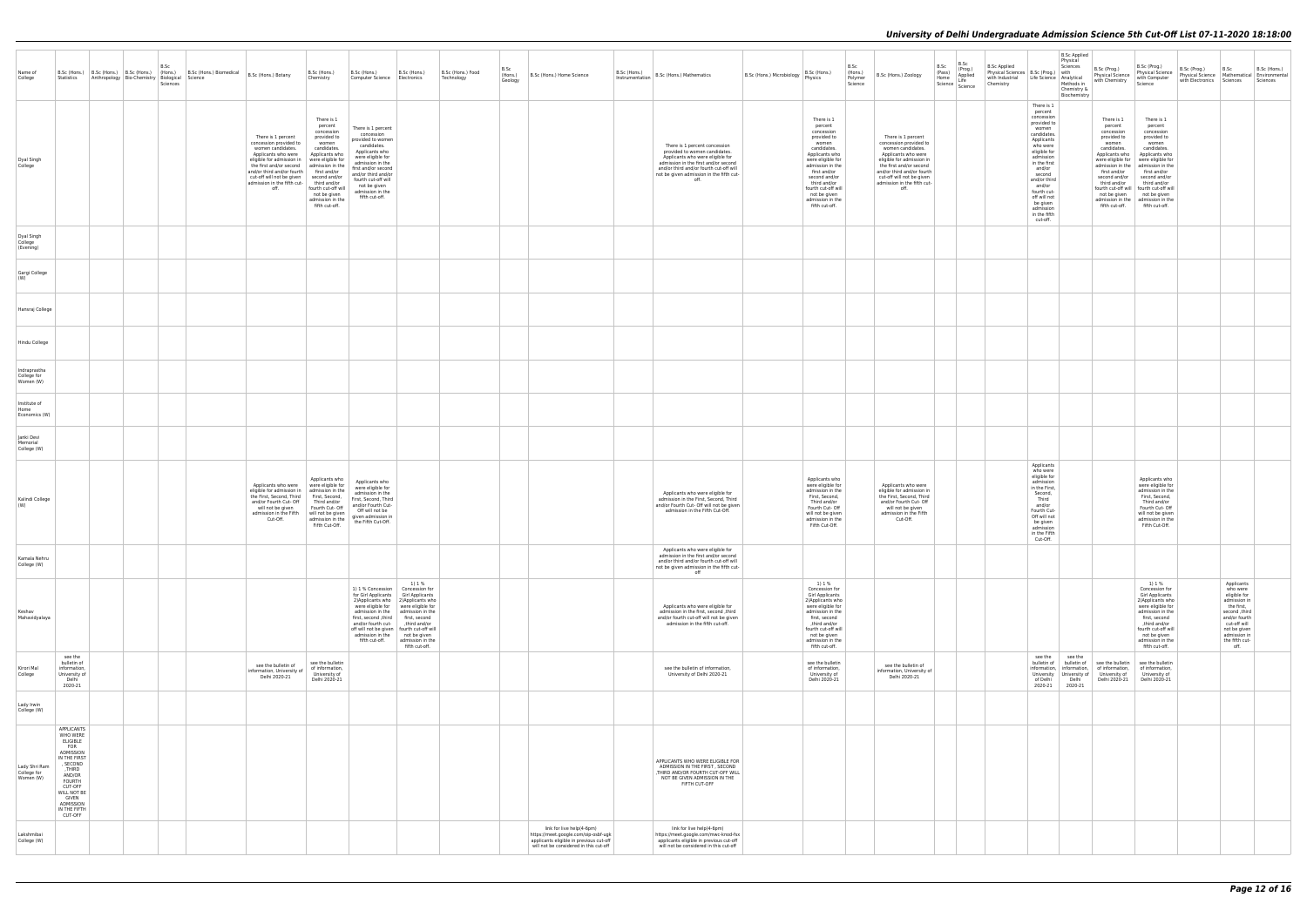| Name of College | B.Sc (Hons.) Statistics | B.Sc (Hons.) Anthropology | B.Sc (Hons.) Bio-Chemistry | B.Sc (Hons.) Biological Sciences | B.Sc (Hons.) Biomedical Science | B.Sc (Hons.) Botany | B.Sc (Hons.) Chemistry | B.Sc (Hons.) Computer Science | B.Sc (Hons.) Electronics | B.Sc (Hons.) Food Technology | B.Sc (Hons.) Geology | B.Sc (Hons.) Home Science | B.Sc (Hons.) Instrumentation | B.Sc (Hons.) Mathematics | B.Sc (Hons.) Microbiology | B.Sc (Hons.) Physics | B.Sc (Hons.) Polymer Science | B.Sc (Hons.) Zoology | B.Sc (Pass) Home Science | B.Sc (Prog.) Applied Life Science | B.Sc Applied Physical Sciences with Industrial Chemistry | B.Sc (Prog.) Life Science | B.Sc Applied Physical Sciences with Analytical Methods in Chemistry & Biochemistry | B.Sc (Prog.) Physical Science with Chemistry | B.Sc (Prog.) Physical Science with Computer Science | B.Sc (Prog.) Physical Science with Electronics | B.Sc Mathematical Sciences | B.Sc (Hons.) Environmental Sciences |
|---|---|---|---|---|---|---|---|---|---|---|---|---|---|---|---|---|---|---|---|---|---|---|---|---|---|---|---|---|
| Dyal Singh College | | | | | | There is 1 percent concession provided to women candidates. Applicants who were eligible for admission in the first and/or second and/or third and/or fourth cut-off will not be given admission in the fifth cut-off. | There is 1 percent concession provided to women candidates. Applicants who were eligible for admission in the first and/or second and/or third and/or fourth cut-off will not be given admission in the fifth cut-off. | There is 1 percent concession provided to women candidates. Applicants who were eligible for admission in the first and/or second and/or third and/or fourth cut-off will not be given admission in the fifth cut-off. | | | | | | There is 1 percent concession provided to women candidates. Applicants who were eligible for admission in the first and/or second and/or third and/or fourth cut-off will not be given admission in the fifth cut-off. | | There is 1 percent concession provided to women candidates. Applicants who were eligible for admission in the first and/or second and/or third and/or fourth cut-off will not be given admission in the fifth cut-off. | | There is 1 percent concession provided to women candidates. Applicants who were eligible for admission in the first and/or second and/or third and/or fourth cut-off will not be given admission in the fifth cut-off. | | | | There is 1 percent concession provided to women candidates. Applicants who were eligible for admission in the first and/or second and/or third and/or fourth cut-off will not be given admission in the fifth cut-off. | | There is 1 percent concession provided to women candidates. Applicants who were eligible for admission in the first and/or second and/or third and/or fourth cut-off will not be given admission in the fifth cut-off. | There is 1 percent concession provided to women candidates. Applicants who were eligible for admission in the first and/or second and/or third and/or fourth cut-off will not be given admission in the fifth cut-off. | | | |
| Dyal Singh College (Evening) | | | | | | | | | | | | | | | | | | | | | | | | | | | | |
| Gargi College (W) | | | | | | | | | | | | | | | | | | | | | | | | | | | | |
| Hansraj College | | | | | | | | | | | | | | | | | | | | | | | | | | | | |
| Hindu College | | | | | | | | | | | | | | | | | | | | | | | | | | | | |
| Indraprastha College for Women (W) | | | | | | | | | | | | | | | | | | | | | | | | | | | | |
| Institute of Home Economics (W) | | | | | | | | | | | | | | | | | | | | | | | | | | | | |
| Janki Devi Memorial College (W) | | | | | | | | | | | | | | | | | | | | | | | | | | | | |
| Kalindi College (W) | | | | | | Applicants who were eligible for admission in the First, Second, Third and/or Fourth Cut- Off will not be given admission in the Fifth Cut-Off. | Applicants who were eligible for admission in the First, Second, Third and/or Fourth Cut- Off will not be given admission in the Fifth Cut-Off. | Applicants who were eligible for admission in the First, Second, Third and/or Fourth Cut- Off will not be given admission in the Fifth Cut-Off. | | | | | | Applicants who were eligible for admission in the First, Second, Third and/or Fourth Cut- Off will not be given admission in the Fifth Cut-Off. | | Applicants who were eligible for admission in the First, Second, Third and/or Fourth Cut- Off will not be given admission in the Fifth Cut-Off. | | Applicants who were eligible for admission in the First, Second, Third and/or Fourth Cut- Off will not be given admission in the Fifth Cut-Off. | | | | Applicants who were eligible for admission in the First, Second, Third and/or Fourth Cut- Off will not be given admission in the Fifth Cut-Off. | | | Applicants who were eligible for admission in the First, Second, Third and/or Fourth Cut- Off will not be given admission in the Fifth Cut-Off. | | | |
| Kamala Nehru College (W) | | | | | | | | | | | | | | Applicants who were eligible for admission in the first and/or second and/or third and/or fourth cut-off will not be given admission in the fifth cut-off | | | | | | | | | | | | | | |
| Keshav Mahavidyalaya | | | | | | | | 1) 1 % Concession for Girl Applicants 2)Applicants who were eligible for admission in the first, second ,third and/or fourth cut-off will not be given admission in the fifth cut-off. | 1) 1 % Concession for Girl Applicants 2)Applicants who were eligible for admission in the first, second ,third and/or fourth cut-off will not be given admission in the fifth cut-off. | | | | | Applicants who were eligible for admission in the first, second ,third and/or fourth cut-off will not be given admission in the fifth cut-off. | | 1) 1 % Concession for Girl Applicants 2)Applicants who were eligible for admission in the first, second ,third and/or fourth cut-off will not be given admission in the fifth cut-off. | | | | | | | | | 1) 1 % Concession for Girl Applicants 2)Applicants who were eligible for admission in the first, second ,third and/or fourth cut-off will not be given admission in the fifth cut-off. | | Applicants who were eligible for admission in the first, second ,third and/or fourth cut-off will not be given admission in the fifth cut-off. | |
| Kirori Mal College | see the bulletin of information, University of Delhi 2020-21 | | | | | see the bulletin of information, University of Delhi 2020-21 | see the bulletin of information, University of Delhi 2020-21 | | | | | | | see the bulletin of information, University of Delhi 2020-21 | | see the bulletin of information, University of Delhi 2020-21 | | see the bulletin of information, University of Delhi 2020-21 | | | | see the bulletin of information, University of Delhi 2020-21 | see the bulletin of information, University of Delhi 2020-21 | see the bulletin of information, University of Delhi 2020-21 | see the bulletin of information, University of Delhi 2020-21 | | | |
| Lady Irwin College (W) | | | | | | | | | | | | | | | | | | | | | | | | | | | | |
| Lady Shri Ram College for Women (W) | APPLICANTS WHO WERE ELIGIBLE FOR ADMISSION IN THE FIRST , SECOND ,THIRD AND/OR FOURTH CUT-OFF WILL NOT BE GIVEN ADMISSION IN THE FIFTH CUT-OFF | | | | | | | | | | | | | APPLICANTS WHO WERE ELIGIBLE FOR ADMISSION IN THE FIRST , SECOND ,THIRD AND/OR FOURTH CUT-OFF WILL NOT BE GIVEN ADMISSION IN THE FIFTH CUT-OFF | | | | | | | | | | | | | | |
| Lakshmibai College (W) | | | | | | | | | | | | link for live help(4-6pm) https://meet.google.com/oip-osbf-ugk applicants eligible in previous cut-off will not be considered in this cut-off | | link for live help(4-6pm) https://meet.google.com/mwc-kmod-fsx applicants eligible in previous cut-off will not be considered in this cut-off | | | | | | | | | | | | | | |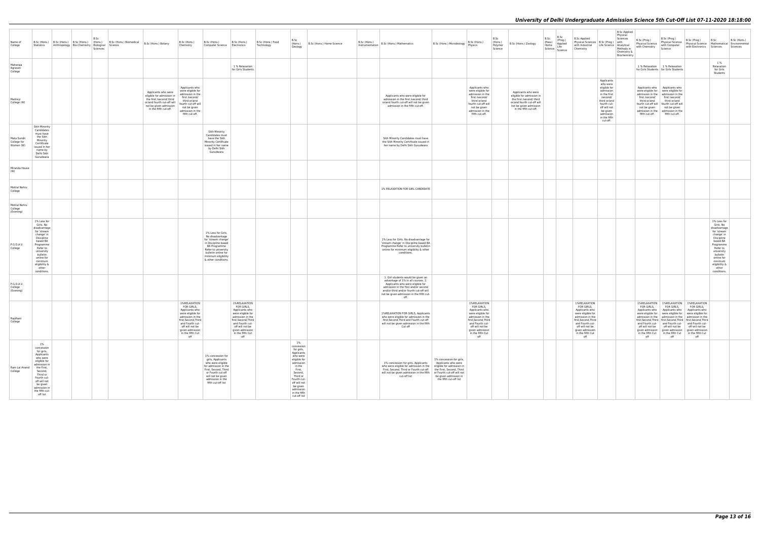| Name of College | B.Sc (Hons.) Statistics | B.Sc (Hons.) Anthropology | B.Sc (Hons.) Bio-Chemistry | B.Sc (Hons.) Biological Sciences | B.Sc (Hons.) Biomedical Science | B.Sc (Hons.) Botany | B.Sc (Hons.) Chemistry | B.Sc (Hons.) Computer Science | B.Sc (Hons.) Electronics | B.Sc (Hons.) Food Technology | B.Sc (Hons.) Geology | B.Sc (Hons.) Home Science | B.Sc (Hons.) Instrumentation | B.Sc (Hons.) Mathematics | B.Sc (Hons.) Microbiology | B.Sc (Hons.) Physics | B.Sc (Hons.) Polymer Science | B.Sc (Hons.) Zoology | B.Sc (Pass) Home Science | B.Sc (Prog.) Applied Life Science | B.Sc Applied Physical Sciences with Industrial Chemistry | B.Sc (Prog.) Life Science | B.Sc Applied Physical Sciences with Analytical Methods in Chemistry & Biochemistry | B.Sc (Prog.) Physical Science with Chemistry | B.Sc (Prog.) Physical Science with Computer Science | B.Sc (Prog.) Physical Science with Electronics | B.Sc Mathematical Sciences | B.Sc (Hons.) Environmental Sciences |
|---|---|---|---|---|---|---|---|---|---|---|---|---|---|---|---|---|---|---|---|---|---|---|---|---|---|---|---|---|
| Maharaja Agrasen College | | | | | | | | | 1 % Relaxation for Girls Students | | | | | | | | | | | | | | | 1 % Relaxation for Girls Students | 1 % Relaxation for Girls Students | | 1 % Relaxation for Girls Students | |
| Maitreyi College (W) | | | | | | Applicants who were eligible for admission in the first /second/ third or/and fourth cut-off will not be given admission in the fifth cut-off. | Applicants who were eligible for admission in the first /second/ third or/and fourth cut-off will not be given admission in the fifth cut-off. | | | | | | | Applicants who were eligible for admission in the first /second/ third or/and fourth cut-off will not be given admission in the fifth cut-off. | | Applicants who were eligible for admission in the first /second/ third or/and fourth cut-off will not be given admission in the fifth cut-off. | | Applicants who were eligible for admission in the first /second/ third or/and fourth cut-off will not be given admission in the fifth cut-off. | | | | Applicants who were eligible for admission in the first /second/ third or/and fourth cut-off will not be given admission in the fifth cut-off. | | Applicants who were eligible for admission in the first /second/ third or/and fourth cut-off will not be given admission in the fifth cut-off. | Applicants who were eligible for admission in the first /second/ third or/and fourth cut-off will not be given admission in the fifth cut-off. | | | |
| Mata Sundri College for Women (W) | Sikh Minority Candidates must have the Sikh Minority Certificate issued in her name by Delhi Sikh Gurudwara | | | | | | | Sikh Minority Candidates must have the Sikh Minority Certificate issued in her name by Delhi Sikh Gurudwara | | | | | | Sikh Minority Candidates must have the Sikh Minority Certificate issued in her name by Delhi Sikh Gurudwara | | | | | | | | | | | | | | |
| Miranda House (W) | | | | | | | | | | | | | | | | | | | | | | | | | | | | |
| Motilal Nehru College | | | | | | | | | | | | | | 1% RELAXATION FOR GIRL CANDIDATE | | | | | | | | | | | | | | |
| Motilal Nehru College (Evening) | | | | | | | | | | | | | | | | | | | | | | | | | | | | |
| P.G.D.A.V. College | 1% Less for Girls. No disadvantage for 'stream change' in Discipline based BA Programme Refer to university bulletin online for minimum eligibility & other conditions. | | | | | | | 1% Less for Girls. No disadvantage for 'stream change' in Discipline based BA Programme Refer to university bulletin online for minimum eligibility & other conditions. | | | | | | 1% Less for Girls. No disadvantage for 'stream change' in Discipline based BA Programme Refer to university bulletin online for minimum eligibility & other conditions. | | | | | | | | | | | | | 1% Less for Girls. No disadvantage for 'stream change' in Discipline based BA Programme Refer to university bulletin online for minimum eligibility & other conditions. | |
| P.G.D.A.V. College (Evening) | | | | | | | | | | | | | | 1. Girl students would be given an advantage of 1% in all courses. 2. Applicants who were eligible for admission in the first and/or second and/or third and/or fourth cut-off will not be given admission in the fifth cut-off. | | | | | | | | | | | | | | |
| Rajdhani College | | | | | | | 1%RELAXATION FOR GIRLS, Applicants who were eligible for admission in the first,Second,Third and Fourth cut-off will not be given admission in the fifth Cut off | | 1%RELAXATION FOR GIRLS, Applicants who were eligible for admission in the first,Second,Third and Fourth cut-off will not be given admission in the fifth Cut off | | | | | 1%RELAXATION FOR GIRLS, Applicants who were eligible for admission in the first,Second,Third and Fourth cut-off will not be given admission in the fifth Cut off | | 1%RELAXATION FOR GIRLS, Applicants who were eligible for admission in the first,Second,Third and Fourth cut-off will not be given admission in the fifth Cut off | | | | | 1%RELAXATION FOR GIRLS, Applicants who were eligible for admission in the first,Second,Third and Fourth cut-off will not be given admission in the fifth Cut off | | | 1%RELAXATION FOR GIRLS, Applicants who were eligible for admission in the first,Second,Third and Fourth cut-off will not be given admission in the fifth Cut off | 1%RELAXATION FOR GIRLS, Applicants who were eligible for admission in the first,Second,Third and Fourth cut-off will not be given admission in the fifth Cut off | 1%RELAXATION FOR GIRLS, Applicants who were eligible for admission in the first,Second,Third and Fourth cut-off will not be given admission in the fifth Cut off | | |
| Ram Lal Anand College | 1% concession for girls, Applicants who were eligible for admission in the first, Second, Third or Fourth cut-off will not be given admission in the fifth cut-off list | | | | | | | 1% concession for girls, Applicants who were eligible for admission in the First, Second, Third or Fourth cut-off will not be given admission in the fifth cut-off list | | | 1% concession for girls, Applicants who were eligible for admission in the First, Second, Third or Fourth cut-off will not be given admission in the fifth cut-off list | | | 1% concession for girls, Applicants who were eligible for admission in the First, Second, Third or Fourth cut-off will not be given admission in the fifth cut-off list | 1% concession for girls, Applicants who were eligible for admission in the First, Second, Third or Fourth cut-off will not be given admission in the fifth cut-off list | | | | | | | | | | | | | |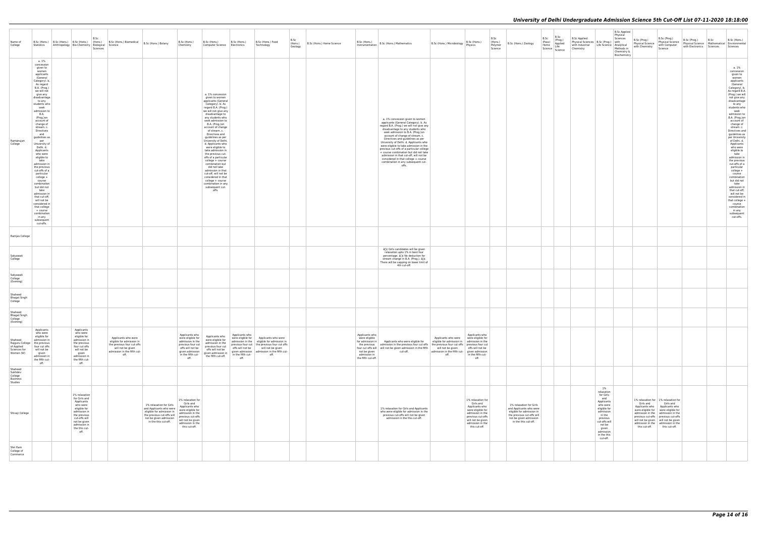| Name of College | B.Sc (Hons.) Statistics | B.Sc (Hons.) Anthropology | B.Sc (Hons.) Bio-Chemistry | B.Sc (Hons.) Biological Sciences | B.Sc (Hons.) Biomedical Science | B.Sc (Hons.) Botany | B.Sc (Hons.) Chemistry | B.Sc (Hons.) Computer Science | B.Sc (Hons.) Electronics | B.Sc (Hons.) Food Technology | B.Sc (Hons.) Geology | B.Sc (Hons.) Home Science | B.Sc (Hons.) Instrumentation | B.Sc (Hons.) Mathematics | B.Sc (Hons.) Microbiology | B.Sc (Hons.) Physics | B.Sc (Hons.) Polymer Science | B.Sc (Hons.) Zoology | B.Sc (Pass) Home Science | B.Sc (Prog.) Applied Life Science | B.Sc Applied Physical Sciences with Industrial Chemistry | B.Sc (Prog.) Life Science | B.Sc Applied Physical Sciences with Analytical Methods in Chemistry & Biochemistry | B.Sc (Prog.) Physical Science with Chemistry | B.Sc (Prog.) Physical Science with Computer Science | B.Sc (Prog.) Physical Science with Electronics | B.Sc Mathematical Sciences | B.Sc (Hons.) Environmental Sciences |
|---|---|---|---|---|---|---|---|---|---|---|---|---|---|---|---|---|---|---|---|---|---|---|---|---|---|---|---|---|
| Ramanujan College | a. 1% concession given to women applicants (General Category). b. As regard B.A. (Prog.) we will not give any disadvantage to any students who seek admission to B.A. (Prog.)on account of change of stream. c. Directives and guidelines as per University of Delhi. d. Applicants who were eligible to take admission in the previous cut-offs of a particular college + course combination but did not take admission in that cut-off, will not be considered in that college + course combination in any subsequent cut-offs. | | | | | | | a. 1% concession given to women applicants (General Category). b. As regard B.A. (Prog.) we will not give any disadvantage to any students who seek admission to B.A. (Prog.)on account of change of stream. c. Directives and guidelines as per University of Delhi. d. Applicants who were eligible to take admission in the previous cut-offs of a particular college + course combination but did not take admission in that cut-off, will not be considered in that college + course combination in any subsequent cut-offs. | | | | | | a. 1% concession given to women applicants (General Category). b. As regard B.A. (Prog.) we will not give any disadvantage to any students who seek admission to B.A. (Prog.)on account of change of stream. c. Directives and guidelines as per University of Delhi. d. Applicants who were eligible to take admission in the previous cut-offs of a particular college + course combination but did not take admission in that cut-off, will not be considered in that college + course combination in any subsequent cut-offs. | | | | | | | | | | | | | | a. 1% concession given to women applicants (General Category). b. As regard B.A. (Prog.) we will not give any disadvantage to any students who seek admission to B.A. (Prog.)on account of change of stream. c. Directives and guidelines as per University of Delhi. d. Applicants who were eligible to take admission in the previous cut-offs of a particular college + course combination but did not take admission in that cut-off, will not be considered in that college + course combination in any subsequent cut-offs. |
| Ramjas College | | | | | | | | | | | | | | | | | | | | | | | | | | | | |
| Satyawati College | | | | | | | | | | | | | | â€¢ Girls candidates will be given relaxation upto 1% in best four percentage. â€¢ No deduction for stream change in B.A. (Prog.). â€¢ There will be capping on lower limit of 4th cut-off. | | | | | | | | | | | | | | |
| Satyawati College (Evening) | | | | | | | | | | | | | | | | | | | | | | | | | | | | |
| Shaheed Bhagat Singh College | | | | | | | | | | | | | | | | | | | | | | | | | | | | |
| Shaheed Bhagat Singh College (Evening) | | | | | | | | | | | | | | | | | | | | | | | | | | | | |
| Shaheed Rajguru College of Applied Sciences for Women (W) | Applicants who were eligible for admission in the previous four cut offs will not be given admission in the fifth cut-off. | | Applicants who were eligible for admission in the previous four cut offs will not be given admission in the fifth cut-off. | | Applicants who were eligible for admission in the previous four cut offs will not be given admission in the fifth cut-off. | | Applicants who were eligible for admission in the previous four cut offs will not be given admission in the fifth cut-off. | Applicants who were eligible for admission in the previous four cut offs will not be given admission in the fifth cut-off. | Applicants who were eligible for admission in the previous four cut offs will not be given admission in the fifth cut-off. | Applicants who were eligible for admission in the previous four cut offs will not be given admission in the fifth cut-off. | | | Applicants who were eligible for admission in the previous four cut offs will not be given admission in the fifth cut-off. | Applicants who were eligible for admission in the previous four cut offs will not be given admission in the fifth cut-off. | Applicants who were eligible for admission in the previous four cut offs will not be given admission in the fifth cut-off. | Applicants who were eligible for admission in the previous four cut offs will not be given admission in the fifth cut-off. | | | | | | | | | | | | |
| Shaheed Sukhdev College Business Studies | | | | | | | | | | | | | | | | | | | | | | | | | | | | |
| Shivaji College | | | 1% relaxation for Girls and Applicants who were eligible for admission in the previous cut-offs will not be given admission in the this cut-off. | | | 1% relaxation for Girls and Applicants who were eligible for admission in the previous cut-offs will not be given admission in the this cut-off. | 1% relaxation for Girls and Applicants who were eligible for admission in the previous cut-offs will not be given admission in the this cut-off. | | | | | | | 1% relaxation for Girls and Applicants who were eligible for admission in the previous cut-offs will not be given admission in the this cut-off. | | 1% relaxation for Girls and Applicants who were eligible for admission in the previous cut-offs will not be given admission in the this cut-off. | | 1% relaxation for Girls and Applicants who were eligible for admission in the previous cut-offs will not be given admission in the this cut-off. | | | | 1% relaxation for Girls and Applicants who were eligible for admission in the previous cut-offs will not be given admission in the this cut-off. | | 1% relaxation for Girls and Applicants who were eligible for admission in the previous cut-offs will not be given admission in the this cut-off. | 1% relaxation for Girls and Applicants who were eligible for admission in the previous cut-offs will not be given admission in the this cut-off. | | | |
| Shri Ram College of Commerce | | | | | | | | | | | | | | | | | | | | | | | | | | | | |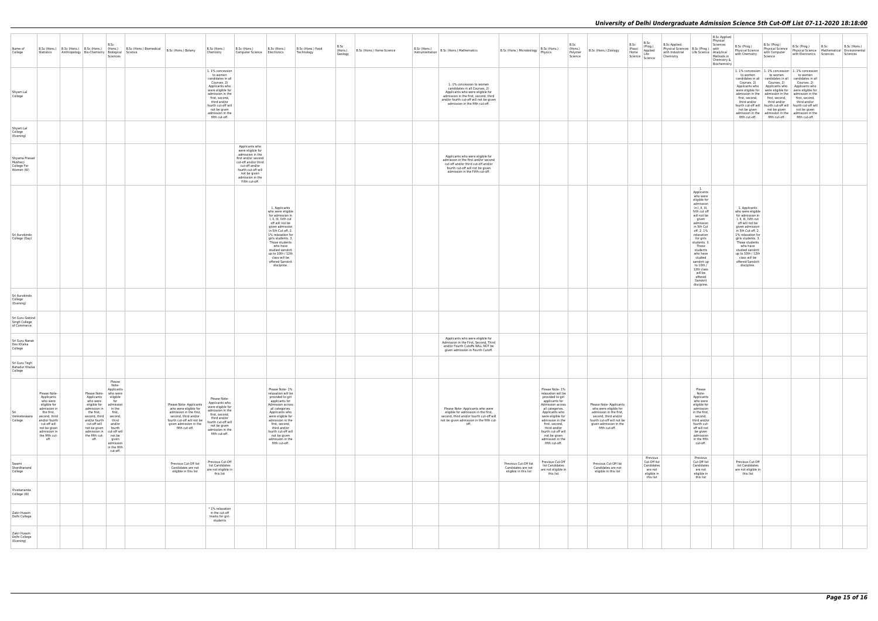| Name of College | B.Sc (Hons.) Statistics | B.Sc (Hons.) Anthropology | B.Sc (Hons.) Bio-Chemistry | B.Sc (Hons.) Biological Sciences | B.Sc (Hons.) Biomedical Science | B.Sc (Hons.) Botany | B.Sc (Hons.) Chemistry | B.Sc (Hons.) Computer Science | B.Sc (Hons.) Electronics | B.Sc (Hons.) Food Technology | B.Sc (Hons.) Geology | B.Sc (Hons.) Home Science | B.Sc (Hons.) Instrumentation | B.Sc (Hons.) Mathematics | B.Sc (Hons.) Microbiology | B.Sc (Hons.) Physics | B.Sc (Hons.) Polymer Science | B.Sc (Hons.) Zoology | B.Sc (Pass) Home Science | B.Sc (Prog.) Applied Life Science | B.Sc Applied Physical Sciences with Industrial Chemistry | B.Sc (Prog.) Life Science | B.Sc Applied Physical Sciences with Analytical Methods in Chemistry & Biochemistry | B.Sc (Prog.) Physical Science with Chemistry | B.Sc (Prog.) Physical Science with Computer Science | B.Sc (Prog.) Physical Science with Electronics | B.Sc Mathematical Sciences | B.Sc (Hons.) Environmental Sciences |
|---|---|---|---|---|---|---|---|---|---|---|---|---|---|---|---|---|---|---|---|---|---|---|---|---|---|---|---|---|
| Shyam Lal College | | | | | | | 1. 1% concession to women candidates in all Courses. 2) Applicants who were eligible for admission in the first, second, third and/or fourth cut-off will not be given admission in the fifth cut-off. | | | | | | | 1. 1% concession to women candidates in all Courses. 2) Applicants who were eligible for admission in the first, second, third and/or fourth cut-off will not be given admission in the fifth cut-off. | | | | | | | | | | 1. 1% concession to women candidates in all Courses. 2) Applicants who were eligible for admission in the first, second, third and/or fourth cut-off will not be given admission in the fifth cut-off. | 1. 1% concession to women candidates in all Courses. 2) Applicants who were eligible for admission in the first, second, third and/or fourth cut-off will not be given admission in the fifth cut-off. | 1. 1% concession to women candidates in all Courses. 2) Applicants who were eligible for admission in the first, second, third and/or fourth cut-off will not be given admission in the fifth cut-off. | | |
| Shyam Lal College (Evening) | | | | | | | | | | | | | | | | | | | | | | | | | | | | |
| Shyama Prasad Mukherji College For Women (W) | | | | | | | | Applicants who were eligible for admission in the first and/or second cut-off and/or third cut-off and/or fourth cut-off will not be given admission in the Fifth cut-off. | | | | | | Applicants who were eligible for admission in the first and/or second cut-off and/or third cut-off and/or fourth cut-off will not be given admission in the Fifth cut-off. | | | | | | | | | | | | | | |
| Sri Aurobindo College (Day) | | | | | | | | | 1. Applicants who were eligible for admission in I, II, III, IVth cut off will not be given admission in 5th Cut off. 2. 1% relaxation for girls students. 3. Those students who have studied sanskrit up to 10th / 12th class will be offered Sanskrit discipline. | | | | | | | | | | | | | 1. Applicants who were eligible for admission in I, II, III, IVth cut off will not be given admission in 5th Cut off. 2. 1% relaxation for girls students. 3. Those students who have studied sanskrit up to 10th / 12th class will be offered Sanskrit discipline. | | 1. Applicants who were eligible for admission in I, II, III, IVth cut off will not be given admission in 5th Cut off. 2. 1% relaxation for girls students. 3. Those students who have studied sanskrit up to 10th / 12th class will be offered Sanskrit discipline. | | | | |
| Sri Aurobindo College (Evening) | | | | | | | | | | | | | | | | | | | | | | | | | | | | |
| Sri Guru Gobind Singh College of Commerce | | | | | | | | | | | | | | | | | | | | | | | | | | | | |
| Sri Guru Nanak Dev Khalsa College | | | | | | | | | | | | | | Applicants who were eligible for Admission in the First, Second, Third and/or Fourth Cutoffs WILL NOT be given admission in Fourth Cutoff. | | | | | | | | | | | | | | |
| Sri Guru Tegh Bahadur Khalsa College | | | | | | | | | | | | | | | | | | | | | | | | | | | | |
| Sri Venketeswara College | Please Note- Applicants who were eligible for admission in the first, second, third and/or fourth cut-off will not be given admission in the fifth cut-off. | | Please Note- Applicants who were eligible for admission in the first, second, third and/or fourth cut-off will not be given admission in the fifth cut-off. | Please Note- Applicants who were eligible for admission in the first, second, third and/or fourth cut-off will not be given admission in the fifth cut-off. | | Please Note- Applicants who were eligible for admission in the first, second, third and/or fourth cut-off will not be given admission in the fifth cut-off. | Please Note- Applicants who were eligible for admission in the first, second, third and/or fourth cut-off will not be given admission in the fifth cut-off. | | Please Note- 1% relaxation will be provided to girl applicants for Admission across all categories. Applicants who were eligible for admission in the first, second, third and/or fourth cut-off will not be given admission in the fifth cut-off. | | | | | Please Note- Applicants who were eligible for admission in the first, second, third and/or fourth cut-off will not be given admission in the fifth cut-off. | | Please Note- 1% relaxation will be provided to girl applicants for Admission across all categories. Applicants who were eligible for admission in the first, second, third and/or fourth cut-off will not be given admission in the fifth cut-off. | | Please Note- Applicants who were eligible for admission in the first, second, third and/or fourth cut-off will not be given admission in the fifth cut-off. | | | | Please Note- Applicants who were eligible for admission in the first, second, third and/or fourth cut-off will not be given admission in the fifth cut-off. | | | | | | |
| Swami Shardhanand College | | | | | | Previous Cut-Off list Candidates are not eligible in this list | Previous Cut-Off list Candidates are not eligible in this list | | | | | | | | Previous Cut-Off list Candidates are not eligible in this list | Previous Cut-Off list Candidates are not eligible in this list | | Previous Cut-Off list Candidates are not eligible in this list | | Previous Cut-Off list Candidates are not eligible in this list | | Previous Cut-Off list Candidates are not eligible in this list | | Previous Cut-Off list Candidates are not eligible in this list | | | | |
| Vivekananda College (W) | | | | | | | | | | | | | | | | | | | | | | | | | | | | |
| Zakir Husain Delhi College | | | | | | | * 1% relaxation in the cut-off marks for girl-students | | | | | | | | | | | | | | | | | | | | | |
| Zakir Husain Delhi College (Evening) | | | | | | | | | | | | | | | | | | | | | | | | | | | | |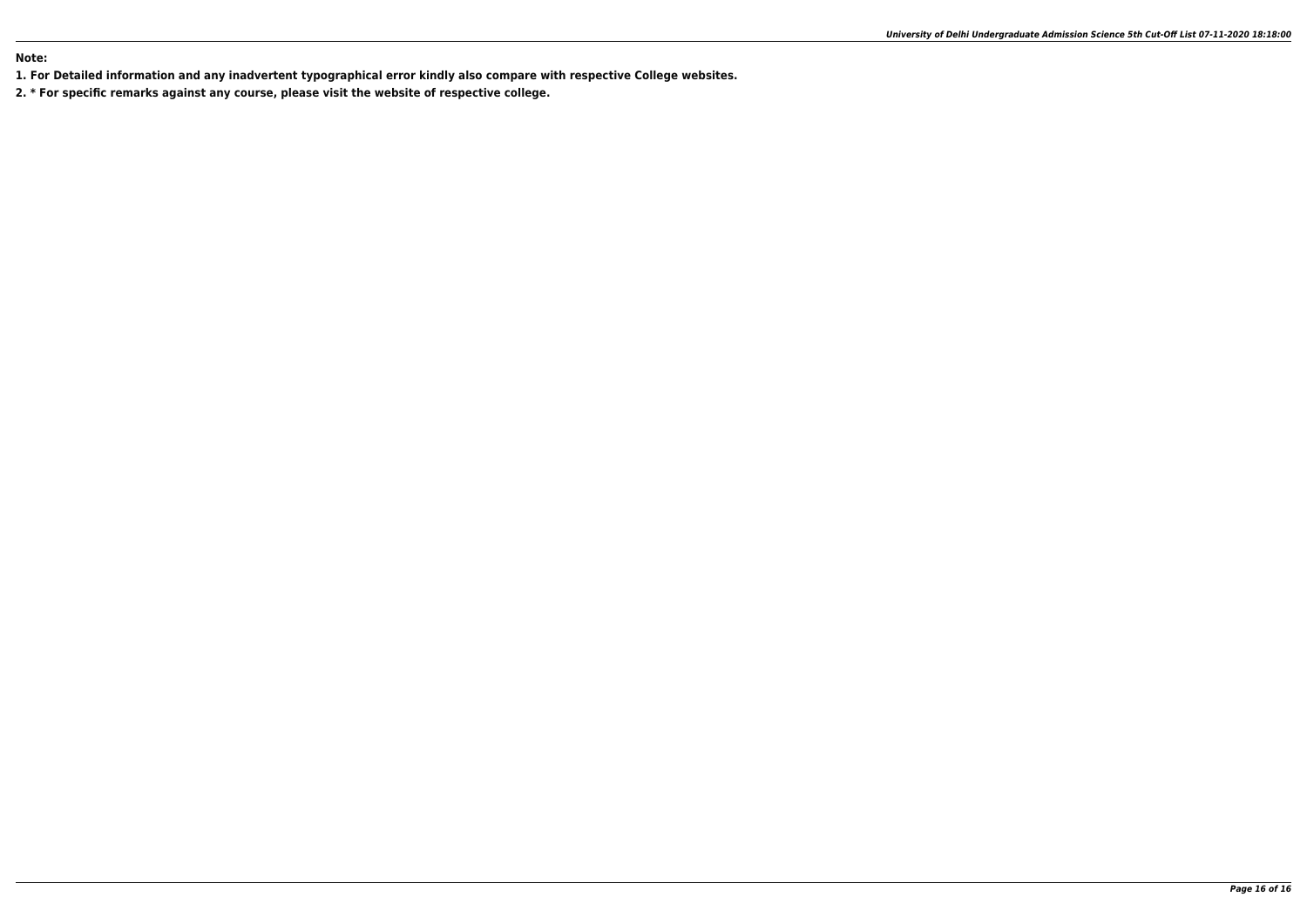**Note:**

**1. For Detailed information and any inadvertent typographical error kindly also compare with respective College websites.**

**2. * For specific remarks against any course, please visit the website of respective college.**